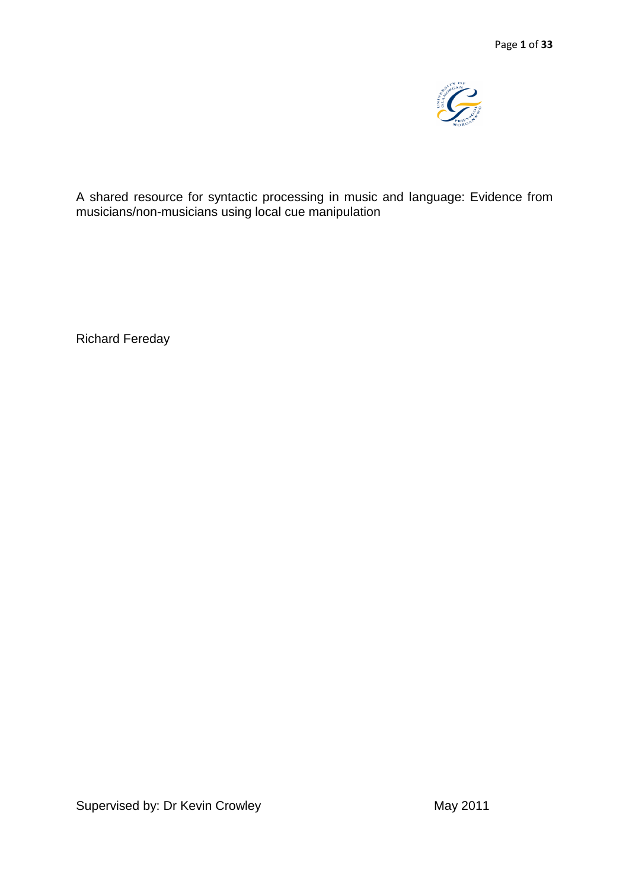A shared resource for syntactic processing in music and language: Evidence from musicians/non-musicians using local cue manipulation

Richard Fereday

Supervised by: Dr Kevin Crowley

May 2011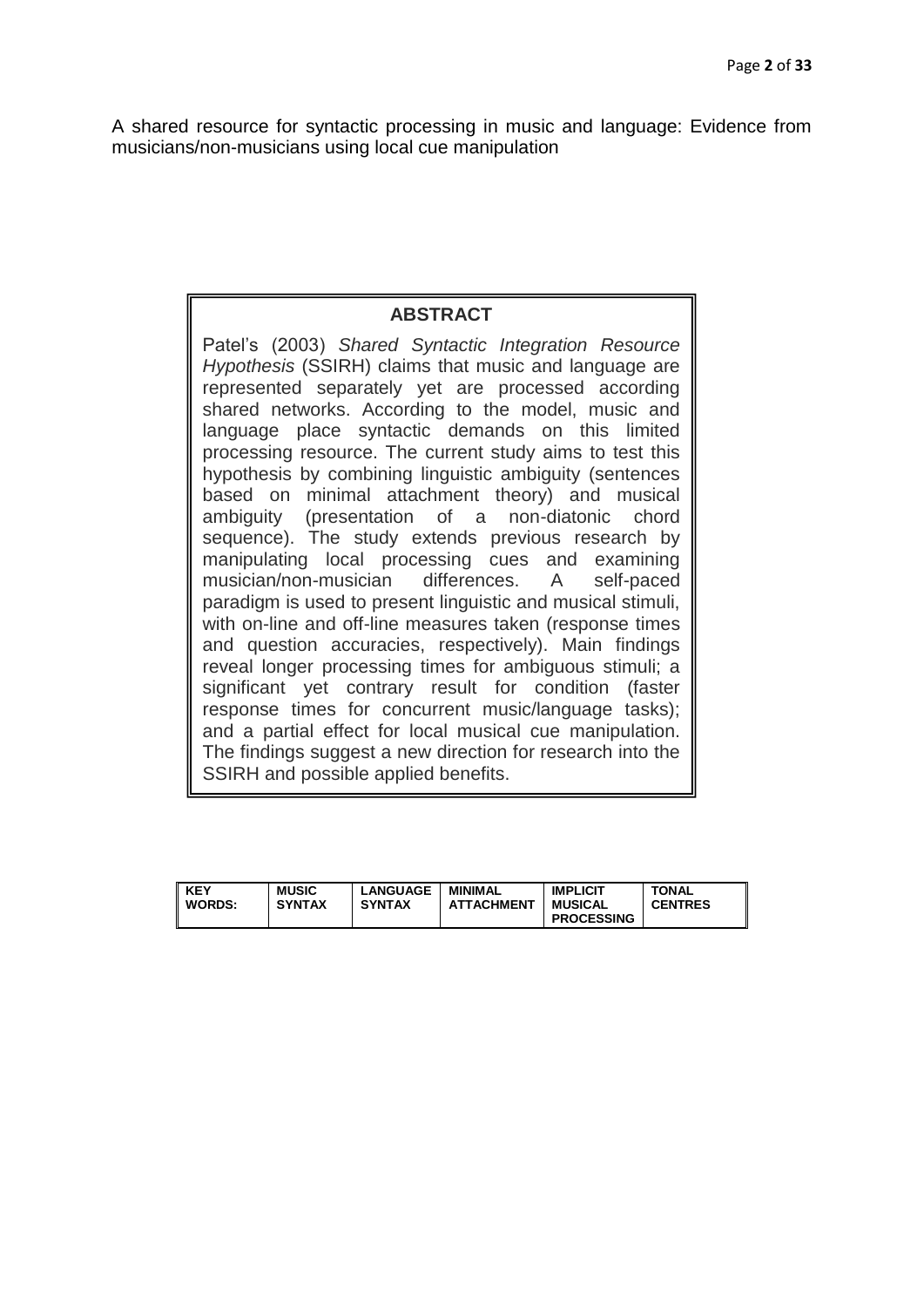A shared resource for syntactic processing in music and language: Evidence from musicians/non-musicians using local cue manipulation

## ABSTRACT

Patel's (2003) *Shared Syntactic Integration Resource Hypothesis* (SSIRH) claims that music and language are represented separately yet are processed according shared networks. According to the model, music and language place syntactic demands on this limited processing resource. The current study aims to test this hypothesis by combining linguistic ambiguity (sentences based on minimal attachment theory) and musical ambiguity (presentation of a non-diatonic chord sequence). The study extends previous research by manipulating local processing cues and examining musician/non-musician differences. A self-paced paradigm is used to present linguistic and musical stimuli, with on-line and off-line measures taken (response times and question accuracies, respectively). Main findings reveal longer processing times for ambiguous stimuli; a significant yet contrary result for condition (faster response times for concurrent music/language tasks); and a partial effect for local musical cue manipulation. The findings suggest a new direction for research into the SSIRH and possible applied benefits.

| **KEY WORDS:** | **MUSIC SYNTAX** | **LANGUAGE SYNTAX** | **MINIMAL ATTACHMENT** | **IMPLICIT MUSICAL PROCESSING** | **TONAL CENTRES** |
|---|---|---|---|---|---|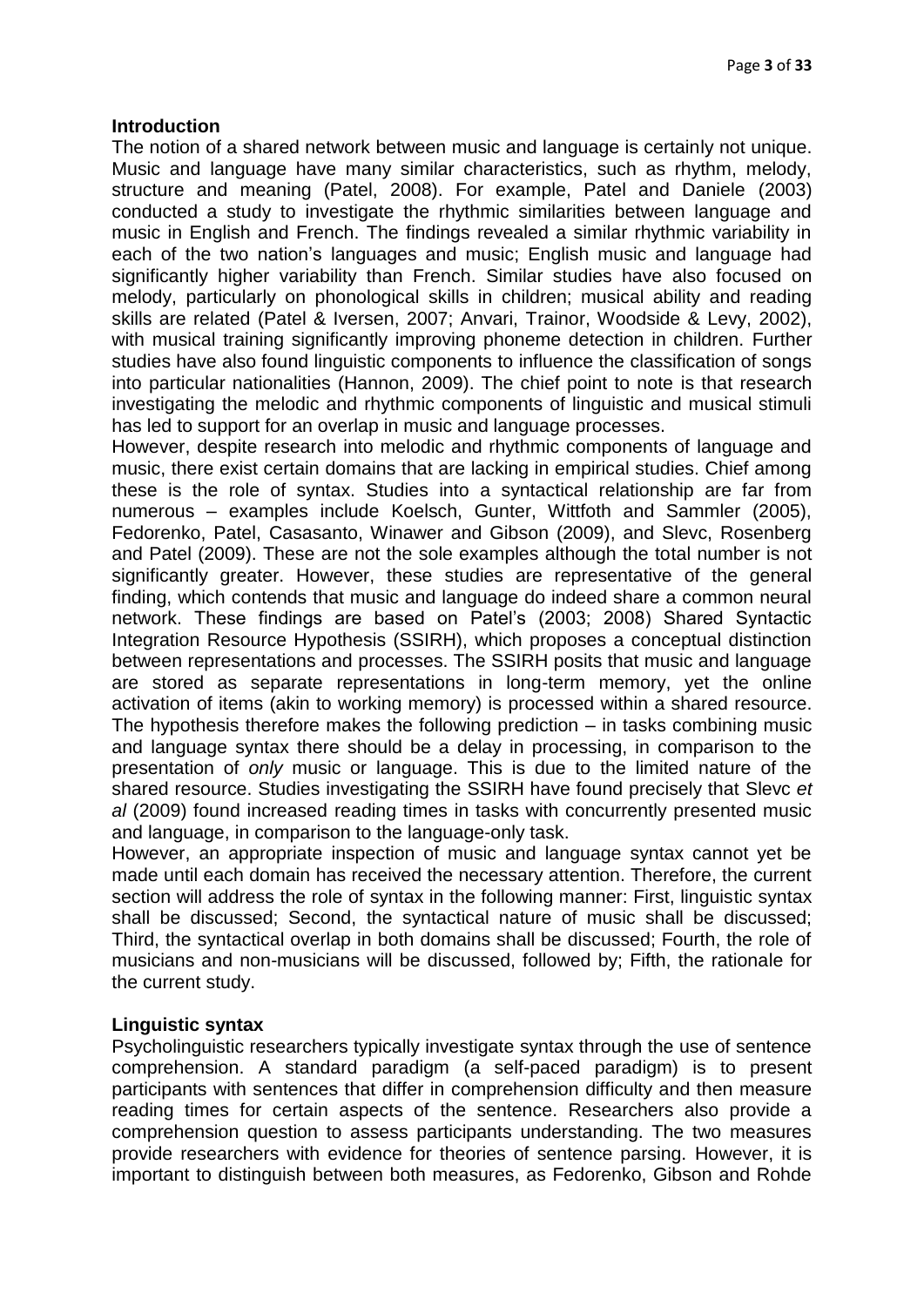## Introduction

The notion of a shared network between music and language is certainly not unique. Music and language have many similar characteristics, such as rhythm, melody, structure and meaning (Patel, 2008). For example, Patel and Daniele (2003) conducted a study to investigate the rhythmic similarities between language and music in English and French. The findings revealed a similar rhythmic variability in each of the two nation's languages and music; English music and language had significantly higher variability than French. Similar studies have also focused on melody, particularly on phonological skills in children; musical ability and reading skills are related (Patel & Iversen, 2007; Anvari, Trainor, Woodside & Levy, 2002), with musical training significantly improving phoneme detection in children. Further studies have also found linguistic components to influence the classification of songs into particular nationalities (Hannon, 2009). The chief point to note is that research investigating the melodic and rhythmic components of linguistic and musical stimuli has led to support for an overlap in music and language processes.

However, despite research into melodic and rhythmic components of language and music, there exist certain domains that are lacking in empirical studies. Chief among these is the role of syntax. Studies into a syntactical relationship are far from numerous – examples include Koelsch, Gunter, Wittfoth and Sammler (2005), Fedorenko, Patel, Casasanto, Winawer and Gibson (2009), and Slevc, Rosenberg and Patel (2009). These are not the sole examples although the total number is not significantly greater. However, these studies are representative of the general finding, which contends that music and language do indeed share a common neural network. These findings are based on Patel's (2003; 2008) Shared Syntactic Integration Resource Hypothesis (SSIRH), which proposes a conceptual distinction between representations and processes. The SSIRH posits that music and language are stored as separate representations in long-term memory, yet the online activation of items (akin to working memory) is processed within a shared resource. The hypothesis therefore makes the following prediction – in tasks combining music and language syntax there should be a delay in processing, in comparison to the presentation of *only* music or language. This is due to the limited nature of the shared resource. Studies investigating the SSIRH have found precisely that Slevc *et al* (2009) found increased reading times in tasks with concurrently presented music and language, in comparison to the language-only task.

However, an appropriate inspection of music and language syntax cannot yet be made until each domain has received the necessary attention. Therefore, the current section will address the role of syntax in the following manner: First, linguistic syntax shall be discussed; Second, the syntactical nature of music shall be discussed; Third, the syntactical overlap in both domains shall be discussed; Fourth, the role of musicians and non-musicians will be discussed, followed by; Fifth, the rationale for the current study.

## Linguistic syntax

Psycholinguistic researchers typically investigate syntax through the use of sentence comprehension. A standard paradigm (a self-paced paradigm) is to present participants with sentences that differ in comprehension difficulty and then measure reading times for certain aspects of the sentence. Researchers also provide a comprehension question to assess participants understanding. The two measures provide researchers with evidence for theories of sentence parsing. However, it is important to distinguish between both measures, as Fedorenko, Gibson and Rohde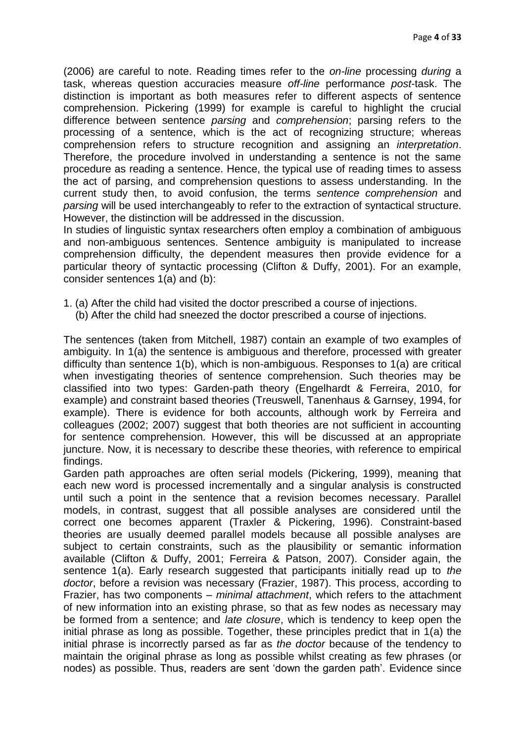(2006) are careful to note. Reading times refer to the *on-line* processing *during* a task, whereas question accuracies measure *off-line* performance *post*-task. The distinction is important as both measures refer to different aspects of sentence comprehension. Pickering (1999) for example is careful to highlight the crucial difference between sentence *parsing* and *comprehension*; parsing refers to the processing of a sentence, which is the act of recognizing structure; whereas comprehension refers to structure recognition and assigning an *interpretation*. Therefore, the procedure involved in understanding a sentence is not the same procedure as reading a sentence. Hence, the typical use of reading times to assess the act of parsing, and comprehension questions to assess understanding. In the current study then, to avoid confusion, the terms *sentence comprehension* and *parsing* will be used interchangeably to refer to the extraction of syntactical structure. However, the distinction will be addressed in the discussion.

In studies of linguistic syntax researchers often employ a combination of ambiguous and non-ambiguous sentences. Sentence ambiguity is manipulated to increase comprehension difficulty, the dependent measures then provide evidence for a particular theory of syntactic processing (Clifton & Duffy, 2001). For an example, consider sentences 1(a) and (b):

1. (a) After the child had visited the doctor prescribed a course of injections.
   (b) After the child had sneezed the doctor prescribed a course of injections.

The sentences (taken from Mitchell, 1987) contain an example of two examples of ambiguity. In 1(a) the sentence is ambiguous and therefore, processed with greater difficulty than sentence 1(b), which is non-ambiguous. Responses to 1(a) are critical when investigating theories of sentence comprehension. Such theories may be classified into two types: Garden-path theory (Engelhardt & Ferreira, 2010, for example) and constraint based theories (Treuswell, Tanenhaus & Garnsey, 1994, for example). There is evidence for both accounts, although work by Ferreira and colleagues (2002; 2007) suggest that both theories are not sufficient in accounting for sentence comprehension. However, this will be discussed at an appropriate juncture. Now, it is necessary to describe these theories, with reference to empirical findings.

Garden path approaches are often serial models (Pickering, 1999), meaning that each new word is processed incrementally and a singular analysis is constructed until such a point in the sentence that a revision becomes necessary. Parallel models, in contrast, suggest that all possible analyses are considered until the correct one becomes apparent (Traxler & Pickering, 1996). Constraint-based theories are usually deemed parallel models because all possible analyses are subject to certain constraints, such as the plausibility or semantic information available (Clifton & Duffy, 2001; Ferreira & Patson, 2007). Consider again, the sentence 1(a). Early research suggested that participants initially read up to *the doctor*, before a revision was necessary (Frazier, 1987). This process, according to Frazier, has two components – *minimal attachment*, which refers to the attachment of new information into an existing phrase, so that as few nodes as necessary may be formed from a sentence; and *late closure*, which is tendency to keep open the initial phrase as long as possible. Together, these principles predict that in 1(a) the initial phrase is incorrectly parsed as far as *the doctor* because of the tendency to maintain the original phrase as long as possible whilst creating as few phrases (or nodes) as possible. Thus, readers are sent 'down the garden path'. Evidence since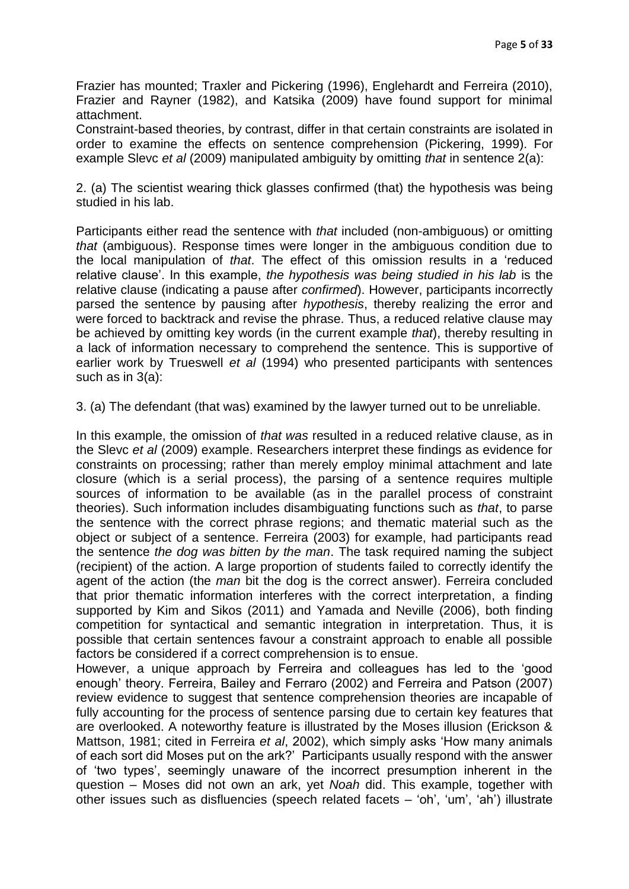Frazier has mounted; Traxler and Pickering (1996), Englehardt and Ferreira (2010), Frazier and Rayner (1982), and Katsika (2009) have found support for minimal attachment.
Constraint-based theories, by contrast, differ in that certain constraints are isolated in order to examine the effects on sentence comprehension (Pickering, 1999). For example Slevc *et al* (2009) manipulated ambiguity by omitting *that* in sentence 2(a):

2. (a) The scientist wearing thick glasses confirmed (that) the hypothesis was being studied in his lab.

Participants either read the sentence with *that* included (non-ambiguous) or omitting *that* (ambiguous). Response times were longer in the ambiguous condition due to the local manipulation of *that*. The effect of this omission results in a 'reduced relative clause'. In this example, *the hypothesis was being studied in his lab* is the relative clause (indicating a pause after *confirmed*). However, participants incorrectly parsed the sentence by pausing after *hypothesis*, thereby realizing the error and were forced to backtrack and revise the phrase. Thus, a reduced relative clause may be achieved by omitting key words (in the current example *that*), thereby resulting in a lack of information necessary to comprehend the sentence. This is supportive of earlier work by Trueswell *et al* (1994) who presented participants with sentences such as in 3(a):

3. (a) The defendant (that was) examined by the lawyer turned out to be unreliable.

In this example, the omission of *that was* resulted in a reduced relative clause, as in the Slevc *et al* (2009) example. Researchers interpret these findings as evidence for constraints on processing; rather than merely employ minimal attachment and late closure (which is a serial process), the parsing of a sentence requires multiple sources of information to be available (as in the parallel process of constraint theories). Such information includes disambiguating functions such as *that*, to parse the sentence with the correct phrase regions; and thematic material such as the object or subject of a sentence. Ferreira (2003) for example, had participants read the sentence *the dog was bitten by the man*. The task required naming the subject (recipient) of the action. A large proportion of students failed to correctly identify the agent of the action (the *man* bit the dog is the correct answer). Ferreira concluded that prior thematic information interferes with the correct interpretation, a finding supported by Kim and Sikos (2011) and Yamada and Neville (2006), both finding competition for syntactical and semantic integration in interpretation. Thus, it is possible that certain sentences favour a constraint approach to enable all possible factors be considered if a correct comprehension is to ensue.
However, a unique approach by Ferreira and colleagues has led to the 'good enough' theory. Ferreira, Bailey and Ferraro (2002) and Ferreira and Patson (2007) review evidence to suggest that sentence comprehension theories are incapable of fully accounting for the process of sentence parsing due to certain key features that are overlooked. A noteworthy feature is illustrated by the Moses illusion (Erickson & Mattson, 1981; cited in Ferreira *et al*, 2002), which simply asks 'How many animals of each sort did Moses put on the ark?' Participants usually respond with the answer of 'two types', seemingly unaware of the incorrect presumption inherent in the question – Moses did not own an ark, yet *Noah* did. This example, together with other issues such as disfluencies (speech related facets – 'oh', 'um', 'ah') illustrate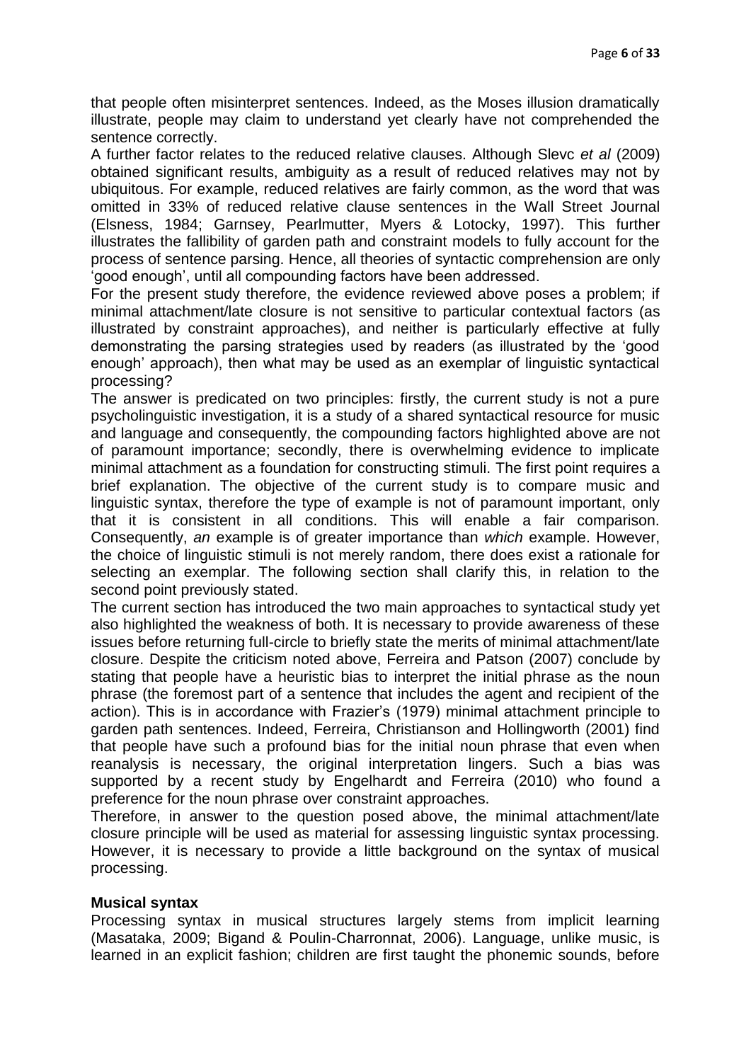that people often misinterpret sentences. Indeed, as the Moses illusion dramatically illustrate, people may claim to understand yet clearly have not comprehended the sentence correctly.

A further factor relates to the reduced relative clauses. Although Slevc *et al* (2009) obtained significant results, ambiguity as a result of reduced relatives may not by ubiquitous. For example, reduced relatives are fairly common, as the word that was omitted in 33% of reduced relative clause sentences in the Wall Street Journal (Elsness, 1984; Garnsey, Pearlmutter, Myers & Lotocky, 1997). This further illustrates the fallibility of garden path and constraint models to fully account for the process of sentence parsing. Hence, all theories of syntactic comprehension are only 'good enough', until all compounding factors have been addressed.

For the present study therefore, the evidence reviewed above poses a problem; if minimal attachment/late closure is not sensitive to particular contextual factors (as illustrated by constraint approaches), and neither is particularly effective at fully demonstrating the parsing strategies used by readers (as illustrated by the 'good enough' approach), then what may be used as an exemplar of linguistic syntactical processing?

The answer is predicated on two principles: firstly, the current study is not a pure psycholinguistic investigation, it is a study of a shared syntactical resource for music and language and consequently, the compounding factors highlighted above are not of paramount importance; secondly, there is overwhelming evidence to implicate minimal attachment as a foundation for constructing stimuli. The first point requires a brief explanation. The objective of the current study is to compare music and linguistic syntax, therefore the type of example is not of paramount important, only that it is consistent in all conditions. This will enable a fair comparison. Consequently, *an* example is of greater importance than *which* example. However, the choice of linguistic stimuli is not merely random, there does exist a rationale for selecting an exemplar. The following section shall clarify this, in relation to the second point previously stated.

The current section has introduced the two main approaches to syntactical study yet also highlighted the weakness of both. It is necessary to provide awareness of these issues before returning full-circle to briefly state the merits of minimal attachment/late closure. Despite the criticism noted above, Ferreira and Patson (2007) conclude by stating that people have a heuristic bias to interpret the initial phrase as the noun phrase (the foremost part of a sentence that includes the agent and recipient of the action). This is in accordance with Frazier's (1979) minimal attachment principle to garden path sentences. Indeed, Ferreira, Christianson and Hollingworth (2001) find that people have such a profound bias for the initial noun phrase that even when reanalysis is necessary, the original interpretation lingers. Such a bias was supported by a recent study by Engelhardt and Ferreira (2010) who found a preference for the noun phrase over constraint approaches.

Therefore, in answer to the question posed above, the minimal attachment/late closure principle will be used as material for assessing linguistic syntax processing. However, it is necessary to provide a little background on the syntax of musical processing.

**Musical syntax**

Processing syntax in musical structures largely stems from implicit learning (Masataka, 2009; Bigand & Poulin-Charronnat, 2006). Language, unlike music, is learned in an explicit fashion; children are first taught the phonemic sounds, before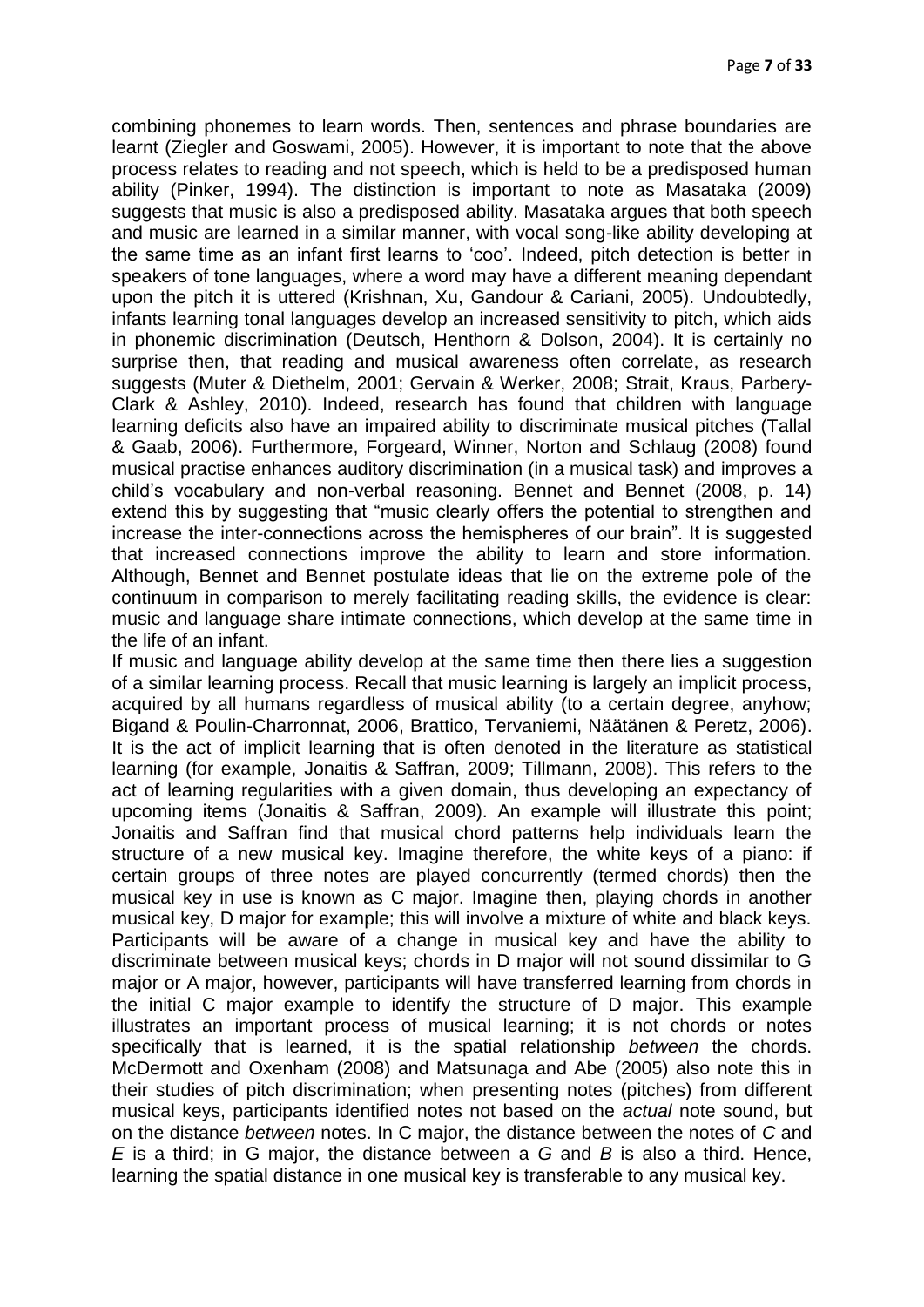combining phonemes to learn words. Then, sentences and phrase boundaries are learnt (Ziegler and Goswami, 2005). However, it is important to note that the above process relates to reading and not speech, which is held to be a predisposed human ability (Pinker, 1994). The distinction is important to note as Masataka (2009) suggests that music is also a predisposed ability. Masataka argues that both speech and music are learned in a similar manner, with vocal song-like ability developing at the same time as an infant first learns to 'coo'. Indeed, pitch detection is better in speakers of tone languages, where a word may have a different meaning dependant upon the pitch it is uttered (Krishnan, Xu, Gandour & Cariani, 2005). Undoubtedly, infants learning tonal languages develop an increased sensitivity to pitch, which aids in phonemic discrimination (Deutsch, Henthorn & Dolson, 2004). It is certainly no surprise then, that reading and musical awareness often correlate, as research suggests (Muter & Diethelm, 2001; Gervain & Werker, 2008; Strait, Kraus, Parbery-Clark & Ashley, 2010). Indeed, research has found that children with language learning deficits also have an impaired ability to discriminate musical pitches (Tallal & Gaab, 2006). Furthermore, Forgeard, Winner, Norton and Schlaug (2008) found musical practise enhances auditory discrimination (in a musical task) and improves a child's vocabulary and non-verbal reasoning. Bennet and Bennet (2008, p. 14) extend this by suggesting that "music clearly offers the potential to strengthen and increase the inter-connections across the hemispheres of our brain". It is suggested that increased connections improve the ability to learn and store information. Although, Bennet and Bennet postulate ideas that lie on the extreme pole of the continuum in comparison to merely facilitating reading skills, the evidence is clear: music and language share intimate connections, which develop at the same time in the life of an infant.

If music and language ability develop at the same time then there lies a suggestion of a similar learning process. Recall that music learning is largely an implicit process, acquired by all humans regardless of musical ability (to a certain degree, anyhow; Bigand & Poulin-Charronnat, 2006, Brattico, Tervaniemi, Näätänen & Peretz, 2006). It is the act of implicit learning that is often denoted in the literature as statistical learning (for example, Jonaitis & Saffran, 2009; Tillmann, 2008). This refers to the act of learning regularities with a given domain, thus developing an expectancy of upcoming items (Jonaitis & Saffran, 2009). An example will illustrate this point; Jonaitis and Saffran find that musical chord patterns help individuals learn the structure of a new musical key. Imagine therefore, the white keys of a piano: if certain groups of three notes are played concurrently (termed chords) then the musical key in use is known as C major. Imagine then, playing chords in another musical key, D major for example; this will involve a mixture of white and black keys. Participants will be aware of a change in musical key and have the ability to discriminate between musical keys; chords in D major will not sound dissimilar to G major or A major, however, participants will have transferred learning from chords in the initial C major example to identify the structure of D major. This example illustrates an important process of musical learning; it is not chords or notes specifically that is learned, it is the spatial relationship *between* the chords. McDermott and Oxenham (2008) and Matsunaga and Abe (2005) also note this in their studies of pitch discrimination; when presenting notes (pitches) from different musical keys, participants identified notes not based on the *actual* note sound, but on the distance *between* notes. In C major, the distance between the notes of *C* and *E* is a third; in G major, the distance between a *G* and *B* is also a third. Hence, learning the spatial distance in one musical key is transferable to any musical key.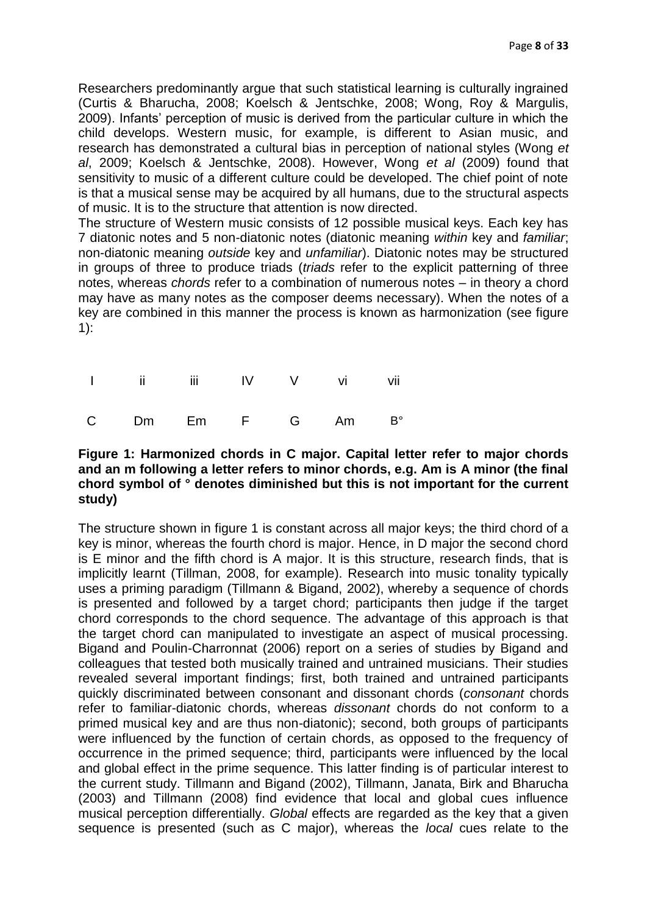Researchers predominantly argue that such statistical learning is culturally ingrained (Curtis & Bharucha, 2008; Koelsch & Jentschke, 2008; Wong, Roy & Margulis, 2009). Infants' perception of music is derived from the particular culture in which the child develops. Western music, for example, is different to Asian music, and research has demonstrated a cultural bias in perception of national styles (Wong *et al*, 2009; Koelsch & Jentschke, 2008). However, Wong *et al* (2009) found that sensitivity to music of a different culture could be developed. The chief point of note is that a musical sense may be acquired by all humans, due to the structural aspects of music. It is to the structure that attention is now directed.

The structure of Western music consists of 12 possible musical keys. Each key has 7 diatonic notes and 5 non-diatonic notes (diatonic meaning *within* key and *familiar*; non-diatonic meaning *outside* key and *unfamiliar*). Diatonic notes may be structured in groups of three to produce triads (*triads* refer to the explicit patterning of three notes, whereas *chords* refer to a combination of numerous notes – in theory a chord may have as many notes as the composer deems necessary). When the notes of a key are combined in this manner the process is known as harmonization (see figure 1):

| I | ii | iii | IV | V | vi | vii |
|---|---|---|---|---|---|---|
| C | Dm | Em | F | G | Am | B° |

**Figure 1: Harmonized chords in C major. Capital letter refer to major chords and an m following a letter refers to minor chords, e.g. Am is A minor (the final chord symbol of ° denotes diminished but this is not important for the current study)**

The structure shown in figure 1 is constant across all major keys; the third chord of a key is minor, whereas the fourth chord is major. Hence, in D major the second chord is E minor and the fifth chord is A major. It is this structure, research finds, that is implicitly learnt (Tillman, 2008, for example). Research into music tonality typically uses a priming paradigm (Tillmann & Bigand, 2002), whereby a sequence of chords is presented and followed by a target chord; participants then judge if the target chord corresponds to the chord sequence. The advantage of this approach is that the target chord can manipulated to investigate an aspect of musical processing. Bigand and Poulin-Charronnat (2006) report on a series of studies by Bigand and colleagues that tested both musically trained and untrained musicians. Their studies revealed several important findings; first, both trained and untrained participants quickly discriminated between consonant and dissonant chords (*consonant* chords refer to familiar-diatonic chords, whereas *dissonant* chords do not conform to a primed musical key and are thus non-diatonic); second, both groups of participants were influenced by the function of certain chords, as opposed to the frequency of occurrence in the primed sequence; third, participants were influenced by the local and global effect in the prime sequence. This latter finding is of particular interest to the current study. Tillmann and Bigand (2002), Tillmann, Janata, Birk and Bharucha (2003) and Tillmann (2008) find evidence that local and global cues influence musical perception differentially. *Global* effects are regarded as the key that a given sequence is presented (such as C major), whereas the *local* cues relate to the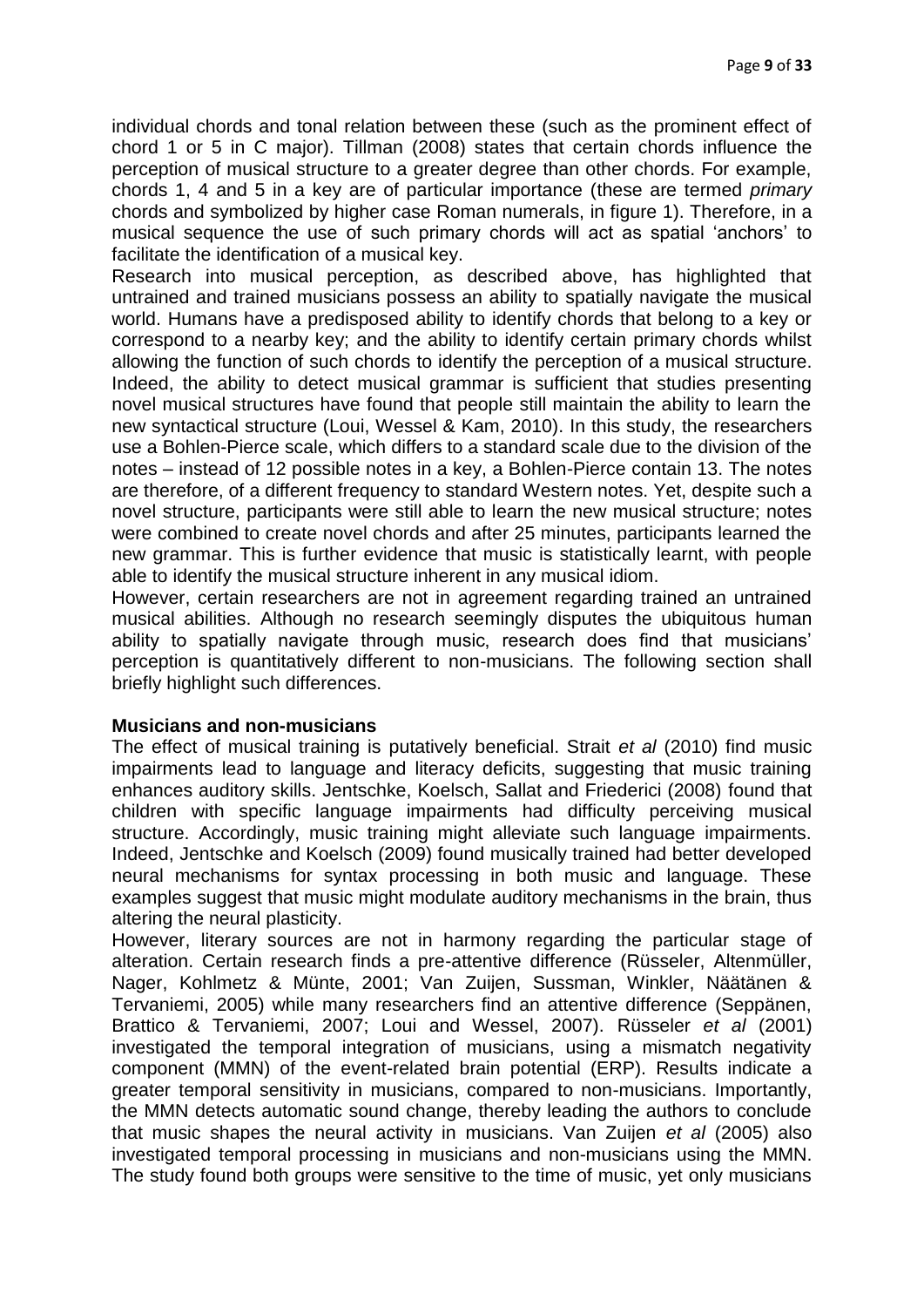individual chords and tonal relation between these (such as the prominent effect of chord 1 or 5 in C major). Tillman (2008) states that certain chords influence the perception of musical structure to a greater degree than other chords. For example, chords 1, 4 and 5 in a key are of particular importance (these are termed *primary* chords and symbolized by higher case Roman numerals, in figure 1). Therefore, in a musical sequence the use of such primary chords will act as spatial 'anchors' to facilitate the identification of a musical key.

Research into musical perception, as described above, has highlighted that untrained and trained musicians possess an ability to spatially navigate the musical world. Humans have a predisposed ability to identify chords that belong to a key or correspond to a nearby key; and the ability to identify certain primary chords whilst allowing the function of such chords to identify the perception of a musical structure. Indeed, the ability to detect musical grammar is sufficient that studies presenting novel musical structures have found that people still maintain the ability to learn the new syntactical structure (Loui, Wessel & Kam, 2010). In this study, the researchers use a Bohlen-Pierce scale, which differs to a standard scale due to the division of the notes – instead of 12 possible notes in a key, a Bohlen-Pierce contain 13. The notes are therefore, of a different frequency to standard Western notes. Yet, despite such a novel structure, participants were still able to learn the new musical structure; notes were combined to create novel chords and after 25 minutes, participants learned the new grammar. This is further evidence that music is statistically learnt, with people able to identify the musical structure inherent in any musical idiom.

However, certain researchers are not in agreement regarding trained an untrained musical abilities. Although no research seemingly disputes the ubiquitous human ability to spatially navigate through music, research does find that musicians' perception is quantitatively different to non-musicians. The following section shall briefly highlight such differences.

**Musicians and non-musicians**

The effect of musical training is putatively beneficial. Strait *et al* (2010) find music impairments lead to language and literacy deficits, suggesting that music training enhances auditory skills. Jentschke, Koelsch, Sallat and Friederici (2008) found that children with specific language impairments had difficulty perceiving musical structure. Accordingly, music training might alleviate such language impairments. Indeed, Jentschke and Koelsch (2009) found musically trained had better developed neural mechanisms for syntax processing in both music and language. These examples suggest that music might modulate auditory mechanisms in the brain, thus altering the neural plasticity.

However, literary sources are not in harmony regarding the particular stage of alteration. Certain research finds a pre-attentive difference (Rüsseler, Altenmüller, Nager, Kohlmetz & Münte, 2001; Van Zuijen, Sussman, Winkler, Näätänen & Tervaniemi, 2005) while many researchers find an attentive difference (Seppänen, Brattico & Tervaniemi, 2007; Loui and Wessel, 2007). Rüsseler *et al* (2001) investigated the temporal integration of musicians, using a mismatch negativity component (MMN) of the event-related brain potential (ERP). Results indicate a greater temporal sensitivity in musicians, compared to non-musicians. Importantly, the MMN detects automatic sound change, thereby leading the authors to conclude that music shapes the neural activity in musicians. Van Zuijen *et al* (2005) also investigated temporal processing in musicians and non-musicians using the MMN. The study found both groups were sensitive to the time of music, yet only musicians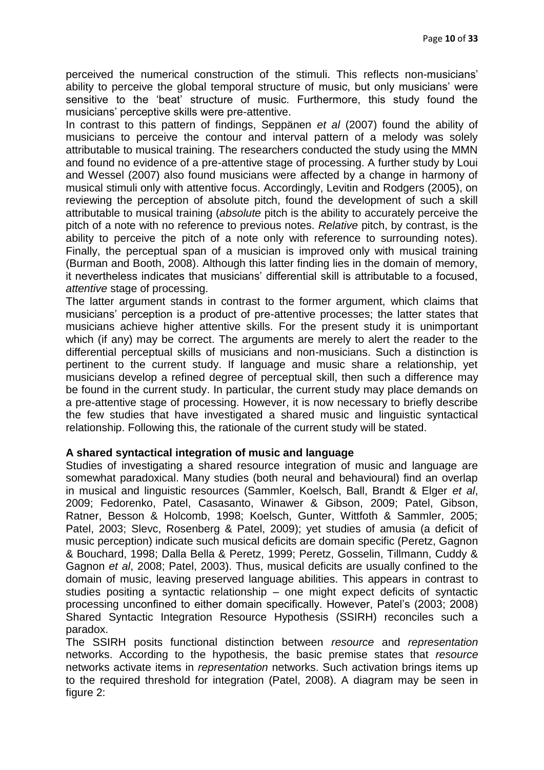perceived the numerical construction of the stimuli. This reflects non-musicians' ability to perceive the global temporal structure of music, but only musicians' were sensitive to the 'beat' structure of music. Furthermore, this study found the musicians' perceptive skills were pre-attentive.

In contrast to this pattern of findings, Seppänen *et al* (2007) found the ability of musicians to perceive the contour and interval pattern of a melody was solely attributable to musical training. The researchers conducted the study using the MMN and found no evidence of a pre-attentive stage of processing. A further study by Loui and Wessel (2007) also found musicians were affected by a change in harmony of musical stimuli only with attentive focus. Accordingly, Levitin and Rodgers (2005), on reviewing the perception of absolute pitch, found the development of such a skill attributable to musical training (*absolute* pitch is the ability to accurately perceive the pitch of a note with no reference to previous notes. *Relative* pitch, by contrast, is the ability to perceive the pitch of a note only with reference to surrounding notes). Finally, the perceptual span of a musician is improved only with musical training (Burman and Booth, 2008). Although this latter finding lies in the domain of memory, it nevertheless indicates that musicians' differential skill is attributable to a focused, *attentive* stage of processing.

The latter argument stands in contrast to the former argument, which claims that musicians' perception is a product of pre-attentive processes; the latter states that musicians achieve higher attentive skills. For the present study it is unimportant which (if any) may be correct. The arguments are merely to alert the reader to the differential perceptual skills of musicians and non-musicians. Such a distinction is pertinent to the current study. If language and music share a relationship, yet musicians develop a refined degree of perceptual skill, then such a difference may be found in the current study. In particular, the current study may place demands on a pre-attentive stage of processing. However, it is now necessary to briefly describe the few studies that have investigated a shared music and linguistic syntactical relationship. Following this, the rationale of the current study will be stated.

**A shared syntactical integration of music and language**

Studies of investigating a shared resource integration of music and language are somewhat paradoxical. Many studies (both neural and behavioural) find an overlap in musical and linguistic resources (Sammler, Koelsch, Ball, Brandt & Elger *et al*, 2009; Fedorenko, Patel, Casasanto, Winawer & Gibson, 2009; Patel, Gibson, Ratner, Besson & Holcomb, 1998; Koelsch, Gunter, Wittfoth & Sammler, 2005; Patel, 2003; Slevc, Rosenberg & Patel, 2009); yet studies of amusia (a deficit of music perception) indicate such musical deficits are domain specific (Peretz, Gagnon & Bouchard, 1998; Dalla Bella & Peretz, 1999; Peretz, Gosselin, Tillmann, Cuddy & Gagnon *et al*, 2008; Patel, 2003). Thus, musical deficits are usually confined to the domain of music, leaving preserved language abilities. This appears in contrast to studies positing a syntactic relationship – one might expect deficits of syntactic processing unconfined to either domain specifically. However, Patel's (2003; 2008) Shared Syntactic Integration Resource Hypothesis (SSIRH) reconciles such a paradox.

The SSIRH posits functional distinction between *resource* and *representation* networks. According to the hypothesis, the basic premise states that *resource* networks activate items in *representation* networks. Such activation brings items up to the required threshold for integration (Patel, 2008). A diagram may be seen in figure 2: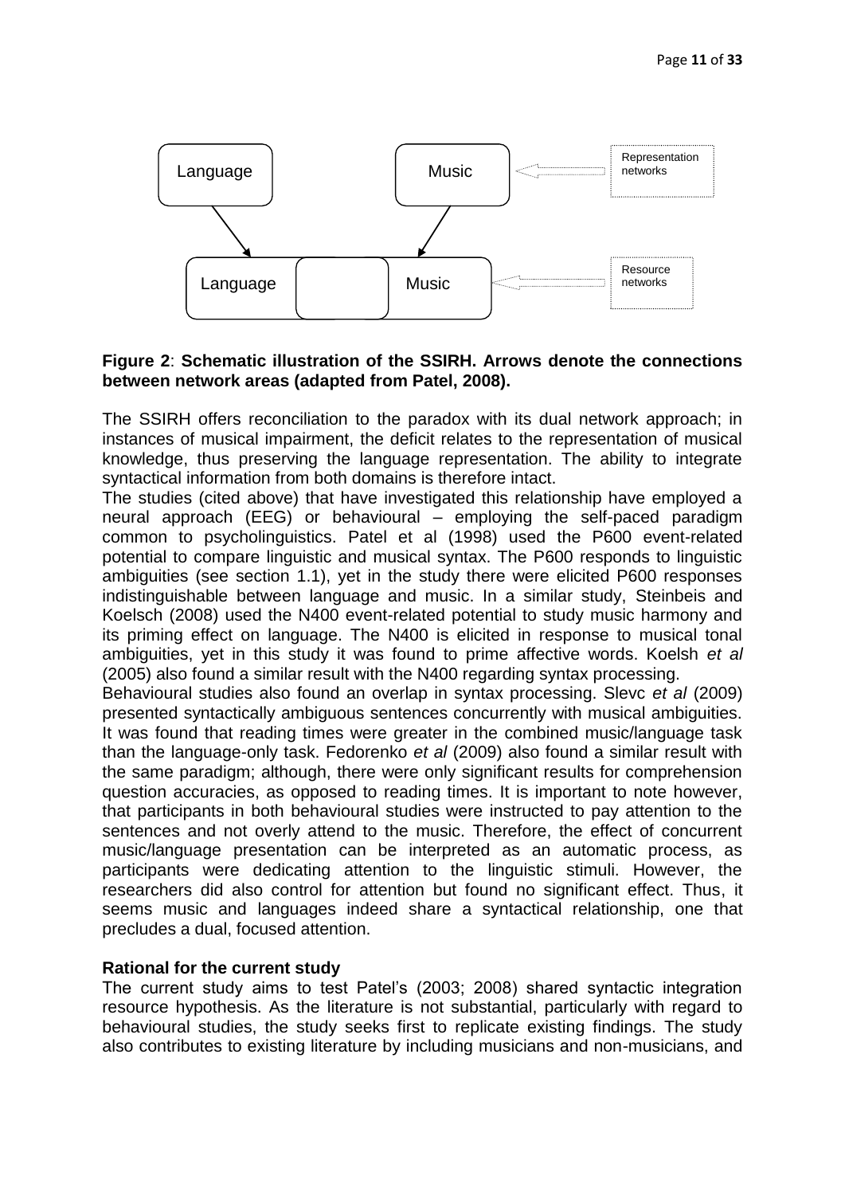Language

Music

Representation networks

Language

Music

Resource networks

**Figure 2**: **Schematic illustration of the SSIRH. Arrows denote the connections between network areas (adapted from Patel, 2008).**

The SSIRH offers reconciliation to the paradox with its dual network approach; in instances of musical impairment, the deficit relates to the representation of musical knowledge, thus preserving the language representation. The ability to integrate syntactical information from both domains is therefore intact.

The studies (cited above) that have investigated this relationship have employed a neural approach (EEG) or behavioural – employing the self-paced paradigm common to psycholinguistics. Patel et al (1998) used the P600 event-related potential to compare linguistic and musical syntax. The P600 responds to linguistic ambiguities (see section 1.1), yet in the study there were elicited P600 responses indistinguishable between language and music. In a similar study, Steinbeis and Koelsch (2008) used the N400 event-related potential to study music harmony and its priming effect on language. The N400 is elicited in response to musical tonal ambiguities, yet in this study it was found to prime affective words. Koelsh *et al* (2005) also found a similar result with the N400 regarding syntax processing.

Behavioural studies also found an overlap in syntax processing. Slevc *et al* (2009) presented syntactically ambiguous sentences concurrently with musical ambiguities. It was found that reading times were greater in the combined music/language task than the language-only task. Fedorenko *et al* (2009) also found a similar result with the same paradigm; although, there were only significant results for comprehension question accuracies, as opposed to reading times. It is important to note however, that participants in both behavioural studies were instructed to pay attention to the sentences and not overly attend to the music. Therefore, the effect of concurrent music/language presentation can be interpreted as an automatic process, as participants were dedicating attention to the linguistic stimuli. However, the researchers did also control for attention but found no significant effect. Thus, it seems music and languages indeed share a syntactical relationship, one that precludes a dual, focused attention.

**Rational for the current study**

The current study aims to test Patel's (2003; 2008) shared syntactic integration resource hypothesis. As the literature is not substantial, particularly with regard to behavioural studies, the study seeks first to replicate existing findings. The study also contributes to existing literature by including musicians and non-musicians, and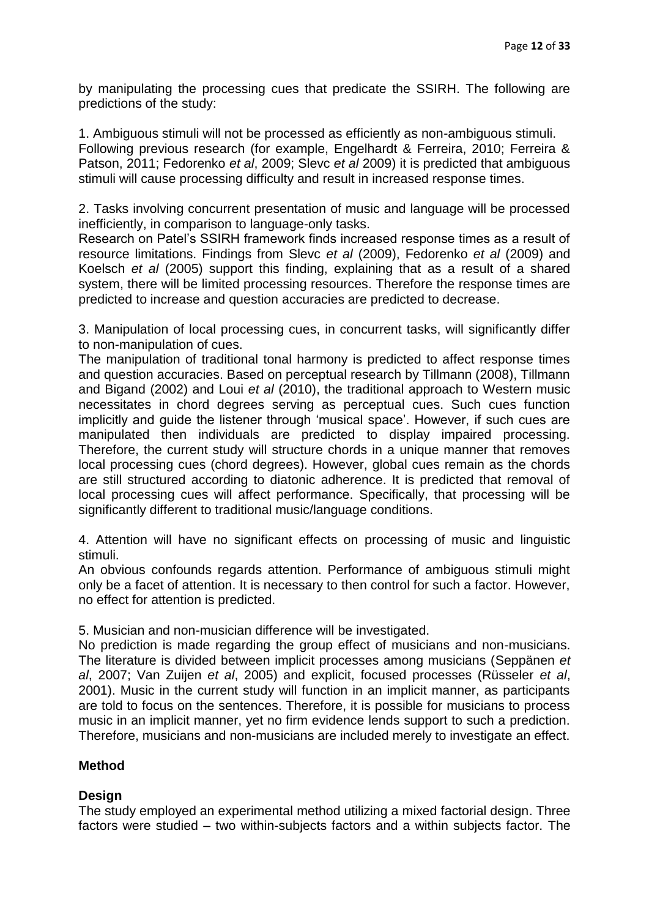by manipulating the processing cues that predicate the SSIRH. The following are predictions of the study:

1. Ambiguous stimuli will not be processed as efficiently as non-ambiguous stimuli.
Following previous research (for example, Engelhardt & Ferreira, 2010; Ferreira & Patson, 2011; Fedorenko *et al*, 2009; Slevc *et al* 2009) it is predicted that ambiguous stimuli will cause processing difficulty and result in increased response times.

2. Tasks involving concurrent presentation of music and language will be processed inefficiently, in comparison to language-only tasks.
Research on Patel's SSIRH framework finds increased response times as a result of resource limitations. Findings from Slevc *et al* (2009), Fedorenko *et al* (2009) and Koelsch *et al* (2005) support this finding, explaining that as a result of a shared system, there will be limited processing resources. Therefore the response times are predicted to increase and question accuracies are predicted to decrease.

3. Manipulation of local processing cues, in concurrent tasks, will significantly differ to non-manipulation of cues.
The manipulation of traditional tonal harmony is predicted to affect response times and question accuracies. Based on perceptual research by Tillmann (2008), Tillmann and Bigand (2002) and Loui *et al* (2010), the traditional approach to Western music necessitates in chord degrees serving as perceptual cues. Such cues function implicitly and guide the listener through 'musical space'. However, if such cues are manipulated then individuals are predicted to display impaired processing. Therefore, the current study will structure chords in a unique manner that removes local processing cues (chord degrees). However, global cues remain as the chords are still structured according to diatonic adherence. It is predicted that removal of local processing cues will affect performance. Specifically, that processing will be significantly different to traditional music/language conditions.

4. Attention will have no significant effects on processing of music and linguistic stimuli.
An obvious confounds regards attention. Performance of ambiguous stimuli might only be a facet of attention. It is necessary to then control for such a factor. However, no effect for attention is predicted.

5. Musician and non-musician difference will be investigated.
No prediction is made regarding the group effect of musicians and non-musicians. The literature is divided between implicit processes among musicians (Seppänen *et al*, 2007; Van Zuijen *et al*, 2005) and explicit, focused processes (Rüsseler *et al*, 2001). Music in the current study will function in an implicit manner, as participants are told to focus on the sentences. Therefore, it is possible for musicians to process music in an implicit manner, yet no firm evidence lends support to such a prediction. Therefore, musicians and non-musicians are included merely to investigate an effect.

## Method

### Design

The study employed an experimental method utilizing a mixed factorial design. Three factors were studied – two within-subjects factors and a within subjects factor. The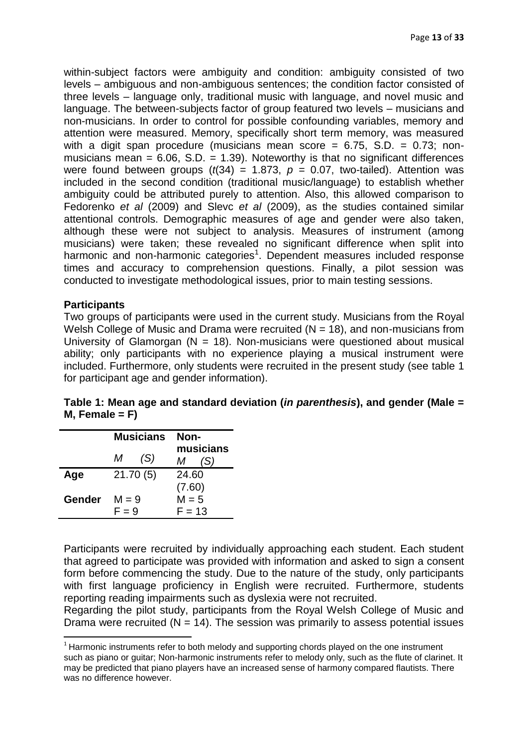within-subject factors were ambiguity and condition: ambiguity consisted of two levels – ambiguous and non-ambiguous sentences; the condition factor consisted of three levels – language only, traditional music with language, and novel music and language. The between-subjects factor of group featured two levels – musicians and non-musicians. In order to control for possible confounding variables, memory and attention were measured. Memory, specifically short term memory, was measured with a digit span procedure (musicians mean score = 6.75, S.D. = 0.73; non-musicians mean = 6.06, S.D. = 1.39). Noteworthy is that no significant differences were found between groups ($t(34) = 1.873$, $p = 0.07$, two-tailed). Attention was included in the second condition (traditional music/language) to establish whether ambiguity could be attributed purely to attention. Also, this allowed comparison to Fedorenko *et al* (2009) and Slevc *et al* (2009), as the studies contained similar attentional controls. Demographic measures of age and gender were also taken, although these were not subject to analysis. Measures of instrument (among musicians) were taken; these revealed no significant difference when split into harmonic and non-harmonic categories[1]. Dependent measures included response times and accuracy to comprehension questions. Finally, a pilot session was conducted to investigate methodological issues, prior to main testing sessions.

**Participants**

Two groups of participants were used in the current study. Musicians from the Royal Welsh College of Music and Drama were recruited (N = 18), and non-musicians from University of Glamorgan (N = 18). Non-musicians were questioned about musical ability; only participants with no experience playing a musical instrument were included. Furthermore, only students were recruited in the present study (see table 1 for participant age and gender information).

**Table 1: Mean age and standard deviation (*in parenthesis*), and gender (Male = M, Female = F)**

| | **Musicians** *M (S)* | **Non-musicians** *M (S)* |
|---|---|---|
| **Age** | 21.70 (5) | 24.60 (7.60) |
| **Gender** | M = 9<br>F = 9 | M = 5<br>F = 13 |

Participants were recruited by individually approaching each student. Each student that agreed to participate was provided with information and asked to sign a consent form before commencing the study. Due to the nature of the study, only participants with first language proficiency in English were recruited. Furthermore, students reporting reading impairments such as dyslexia were not recruited.

Regarding the pilot study, participants from the Royal Welsh College of Music and Drama were recruited (N = 14). The session was primarily to assess potential issues

[1] Harmonic instruments refer to both melody and supporting chords played on the one instrument such as piano or guitar; Non-harmonic instruments refer to melody only, such as the flute of clarinet. It may be predicted that piano players have an increased sense of harmony compared flautists. There was no difference however.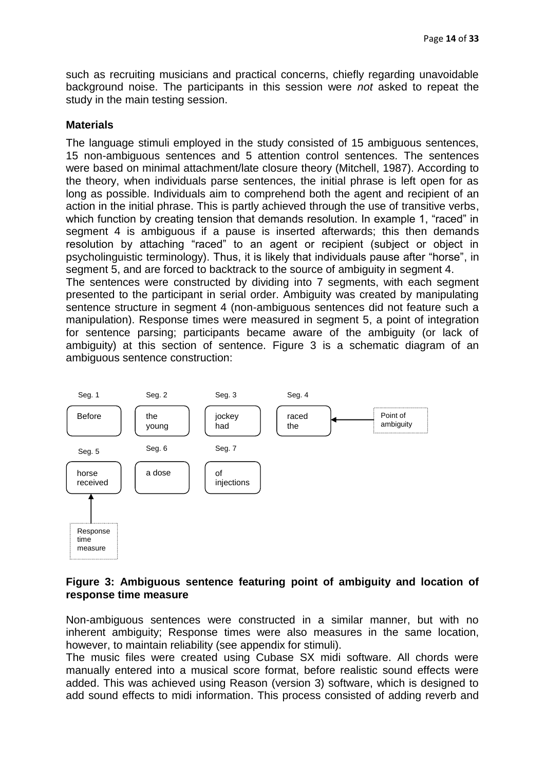such as recruiting musicians and practical concerns, chiefly regarding unavoidable background noise. The participants in this session were *not* asked to repeat the study in the main testing session.

**Materials**

The language stimuli employed in the study consisted of 15 ambiguous sentences, 15 non-ambiguous sentences and 5 attention control sentences. The sentences were based on minimal attachment/late closure theory (Mitchell, 1987). According to the theory, when individuals parse sentences, the initial phrase is left open for as long as possible. Individuals aim to comprehend both the agent and recipient of an action in the initial phrase. This is partly achieved through the use of transitive verbs, which function by creating tension that demands resolution. In example 1, "raced" in segment 4 is ambiguous if a pause is inserted afterwards; this then demands resolution by attaching "raced" to an agent or recipient (subject or object in psycholinguistic terminology). Thus, it is likely that individuals pause after "horse", in segment 5, and are forced to backtrack to the source of ambiguity in segment 4.

The sentences were constructed by dividing into 7 segments, with each segment presented to the participant in serial order. Ambiguity was created by manipulating sentence structure in segment 4 (non-ambiguous sentences did not feature such a manipulation). Response times were measured in segment 5, a point of integration for sentence parsing; participants became aware of the ambiguity (or lack of ambiguity) at this section of sentence. Figure 3 is a schematic diagram of an ambiguous sentence construction:

Seg. 1: Before
Seg. 2: the young
Seg. 3: jockey had
Seg. 4: raced the ← Point of ambiguity
Seg. 5: horse received ↑ Response time measure
Seg. 6: a dose
Seg. 7: of injections

**Figure 3: Ambiguous sentence featuring point of ambiguity and location of response time measure**

Non-ambiguous sentences were constructed in a similar manner, but with no inherent ambiguity; Response times were also measures in the same location, however, to maintain reliability (see appendix for stimuli).

The music files were created using Cubase SX midi software. All chords were manually entered into a musical score format, before realistic sound effects were added. This was achieved using Reason (version 3) software, which is designed to add sound effects to midi information. This process consisted of adding reverb and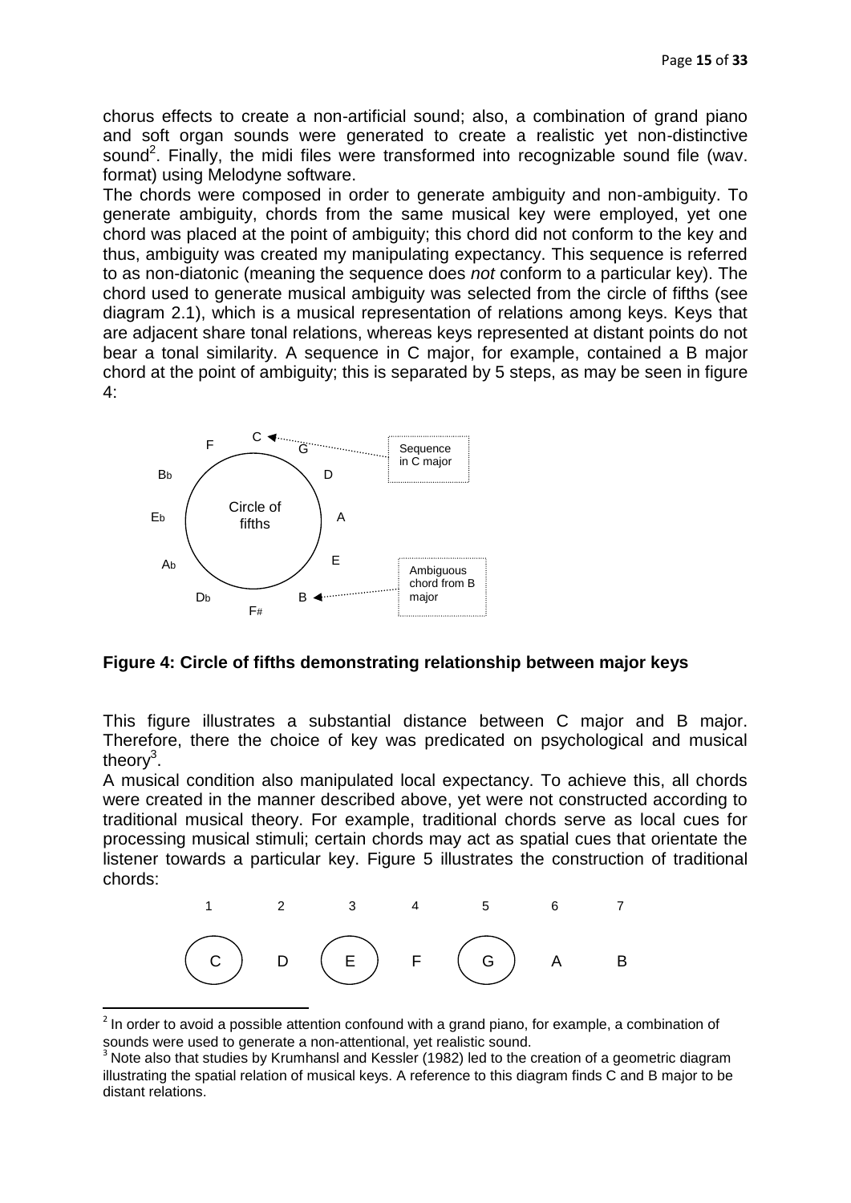chorus effects to create a non-artificial sound; also, a combination of grand piano and soft organ sounds were generated to create a realistic yet non-distinctive sound[2]. Finally, the midi files were transformed into recognizable sound file (wav. format) using Melodyne software.

The chords were composed in order to generate ambiguity and non-ambiguity. To generate ambiguity, chords from the same musical key were employed, yet one chord was placed at the point of ambiguity; this chord did not conform to the key and thus, ambiguity was created my manipulating expectancy. This sequence is referred to as non-diatonic (meaning the sequence does *not* conform to a particular key). The chord used to generate musical ambiguity was selected from the circle of fifths (see diagram 2.1), which is a musical representation of relations among keys. Keys that are adjacent share tonal relations, whereas keys represented at distant points do not bear a tonal similarity. A sequence in C major, for example, contained a B major chord at the point of ambiguity; this is separated by 5 steps, as may be seen in figure 4:

C, G, D, A, E, B, F#, Db, Ab, Eb, Bb, F — Circle of fifths — Sequence in C major — Ambiguous chord from B major

**Figure 4: Circle of fifths demonstrating relationship between major keys**

This figure illustrates a substantial distance between C major and B major. Therefore, there the choice of key was predicated on psychological and musical theory[3].

A musical condition also manipulated local expectancy. To achieve this, all chords were created in the manner described above, yet were not constructed according to traditional musical theory. For example, traditional chords serve as local cues for processing musical stimuli; certain chords may act as spatial cues that orientate the listener towards a particular key. Figure 5 illustrates the construction of traditional chords:

| 1 | 2 | 3 | 4 | 5 | 6 | 7 |
|---|---|---|---|---|---|---|
| (C) | D | (E) | F | (G) | A | B |

[2] In order to avoid a possible attention confound with a grand piano, for example, a combination of sounds were used to generate a non-attentional, yet realistic sound.

[3] Note also that studies by Krumhansl and Kessler (1982) led to the creation of a geometric diagram illustrating the spatial relation of musical keys. A reference to this diagram finds C and B major to be distant relations.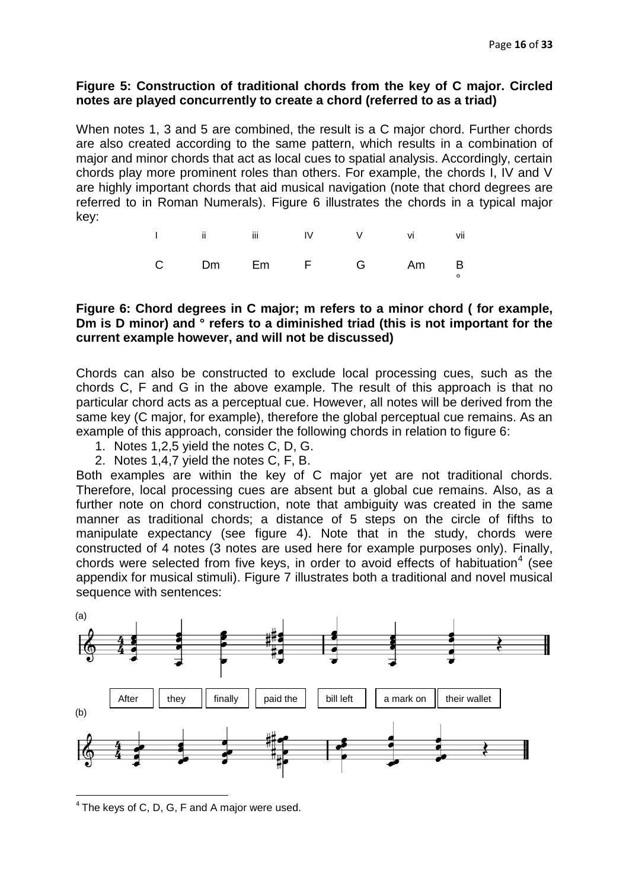**Figure 5: Construction of traditional chords from the key of C major. Circled notes are played concurrently to create a chord (referred to as a triad)**

When notes 1, 3 and 5 are combined, the result is a C major chord. Further chords are also created according to the same pattern, which results in a combination of major and minor chords that act as local cues to spatial analysis. Accordingly, certain chords play more prominent roles than others. For example, the chords I, IV and V are highly important chords that aid musical navigation (note that chord degrees are referred to in Roman Numerals). Figure 6 illustrates the chords in a typical major key:

| I | ii | iii | IV | V | vi | vii |
|---|---|---|---|---|---|---|
| C | Dm | Em | F | G | Am | B° |

**Figure 6: Chord degrees in C major; m refers to a minor chord ( for example, Dm is D minor) and ° refers to a diminished triad (this is not important for the current example however, and will not be discussed)**

Chords can also be constructed to exclude local processing cues, such as the chords C, F and G in the above example. The result of this approach is that no particular chord acts as a perceptual cue. However, all notes will be derived from the same key (C major, for example), therefore the global perceptual cue remains. As an example of this approach, consider the following chords in relation to figure 6:

1. Notes 1,2,5 yield the notes C, D, G.
2. Notes 1,4,7 yield the notes C, F, B.

Both examples are within the key of C major yet are not traditional chords. Therefore, local processing cues are absent but a global cue remains. Also, as a further note on chord construction, note that ambiguity was created in the same manner as traditional chords; a distance of 5 steps on the circle of fifths to manipulate expectancy (see figure 4). Note that in the study, chords were constructed of 4 notes (3 notes are used here for example purposes only). Finally, chords were selected from five keys, in order to avoid effects of habituation[4] (see appendix for musical stimuli). Figure 7 illustrates both a traditional and novel musical sequence with sentences:

(a)

After | they | finally | paid the | bill left | a mark on | their wallet

(b)

[4] The keys of C, D, G, F and A major were used.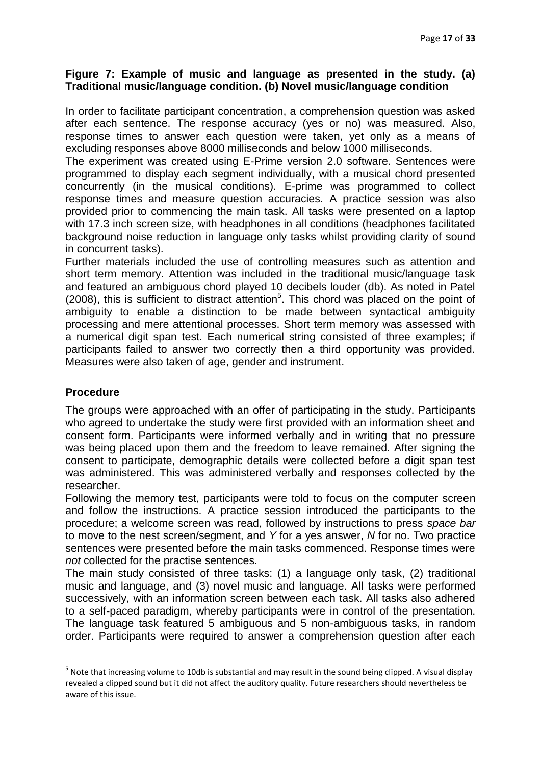**Figure 7: Example of music and language as presented in the study. (a) Traditional music/language condition. (b) Novel music/language condition**

In order to facilitate participant concentration, a comprehension question was asked after each sentence. The response accuracy (yes or no) was measured. Also, response times to answer each question were taken, yet only as a means of excluding responses above 8000 milliseconds and below 1000 milliseconds.

The experiment was created using E-Prime version 2.0 software. Sentences were programmed to display each segment individually, with a musical chord presented concurrently (in the musical conditions). E-prime was programmed to collect response times and measure question accuracies. A practice session was also provided prior to commencing the main task. All tasks were presented on a laptop with 17.3 inch screen size, with headphones in all conditions (headphones facilitated background noise reduction in language only tasks whilst providing clarity of sound in concurrent tasks).

Further materials included the use of controlling measures such as attention and short term memory. Attention was included in the traditional music/language task and featured an ambiguous chord played 10 decibels louder (db). As noted in Patel (2008), this is sufficient to distract attention[5]. This chord was placed on the point of ambiguity to enable a distinction to be made between syntactical ambiguity processing and mere attentional processes. Short term memory was assessed with a numerical digit span test. Each numerical string consisted of three examples; if participants failed to answer two correctly then a third opportunity was provided. Measures were also taken of age, gender and instrument.

## Procedure

The groups were approached with an offer of participating in the study. Participants who agreed to undertake the study were first provided with an information sheet and consent form. Participants were informed verbally and in writing that no pressure was being placed upon them and the freedom to leave remained. After signing the consent to participate, demographic details were collected before a digit span test was administered. This was administered verbally and responses collected by the researcher.

Following the memory test, participants were told to focus on the computer screen and follow the instructions. A practice session introduced the participants to the procedure; a welcome screen was read, followed by instructions to press *space bar* to move to the nest screen/segment, and *Y* for a yes answer, *N* for no. Two practice sentences were presented before the main tasks commenced. Response times were *not* collected for the practise sentences.

The main study consisted of three tasks: (1) a language only task, (2) traditional music and language, and (3) novel music and language. All tasks were performed successively, with an information screen between each task. All tasks also adhered to a self-paced paradigm, whereby participants were in control of the presentation. The language task featured 5 ambiguous and 5 non-ambiguous tasks, in random order. Participants were required to answer a comprehension question after each

[5] Note that increasing volume to 10db is substantial and may result in the sound being clipped. A visual display revealed a clipped sound but it did not affect the auditory quality. Future researchers should nevertheless be aware of this issue.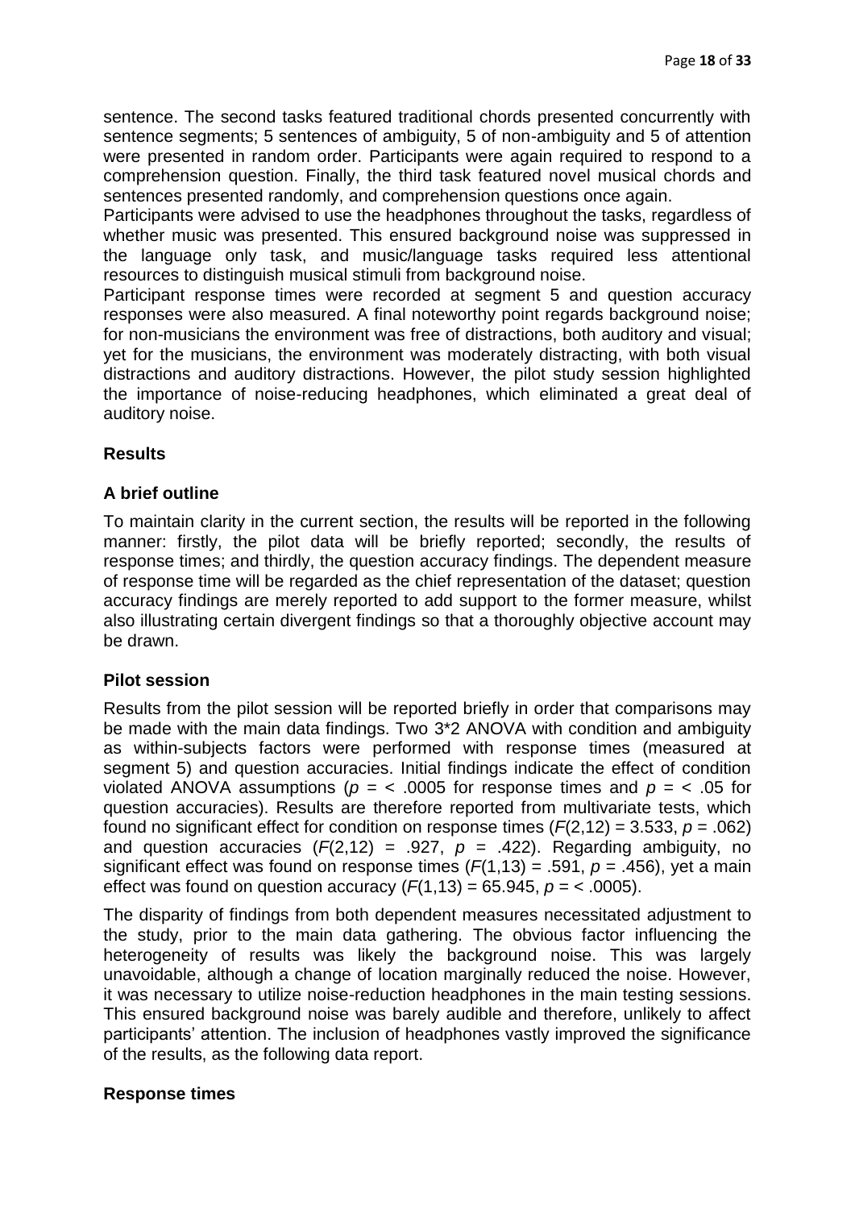sentence. The second tasks featured traditional chords presented concurrently with sentence segments; 5 sentences of ambiguity, 5 of non-ambiguity and 5 of attention were presented in random order. Participants were again required to respond to a comprehension question. Finally, the third task featured novel musical chords and sentences presented randomly, and comprehension questions once again.

Participants were advised to use the headphones throughout the tasks, regardless of whether music was presented. This ensured background noise was suppressed in the language only task, and music/language tasks required less attentional resources to distinguish musical stimuli from background noise.

Participant response times were recorded at segment 5 and question accuracy responses were also measured. A final noteworthy point regards background noise; for non-musicians the environment was free of distractions, both auditory and visual; yet for the musicians, the environment was moderately distracting, with both visual distractions and auditory distractions. However, the pilot study session highlighted the importance of noise-reducing headphones, which eliminated a great deal of auditory noise.

## Results

### A brief outline

To maintain clarity in the current section, the results will be reported in the following manner: firstly, the pilot data will be briefly reported; secondly, the results of response times; and thirdly, the question accuracy findings. The dependent measure of response time will be regarded as the chief representation of the dataset; question accuracy findings are merely reported to add support to the former measure, whilst also illustrating certain divergent findings so that a thoroughly objective account may be drawn.

### Pilot session

Results from the pilot session will be reported briefly in order that comparisons may be made with the main data findings. Two 3*2 ANOVA with condition and ambiguity as within-subjects factors were performed with response times (measured at segment 5) and question accuracies. Initial findings indicate the effect of condition violated ANOVA assumptions ($p$ = < .0005 for response times and $p$ = < .05 for question accuracies). Results are therefore reported from multivariate tests, which found no significant effect for condition on response times ($F(2,12) = 3.533$, $p = .062$) and question accuracies ($F(2,12) = .927$, $p = .422$). Regarding ambiguity, no significant effect was found on response times ($F(1,13) = .591$, $p = .456$), yet a main effect was found on question accuracy ($F(1,13) = 65.945$, $p$ = < .0005).

The disparity of findings from both dependent measures necessitated adjustment to the study, prior to the main data gathering. The obvious factor influencing the heterogeneity of results was likely the background noise. This was largely unavoidable, although a change of location marginally reduced the noise. However, it was necessary to utilize noise-reduction headphones in the main testing sessions. This ensured background noise was barely audible and therefore, unlikely to affect participants' attention. The inclusion of headphones vastly improved the significance of the results, as the following data report.

### Response times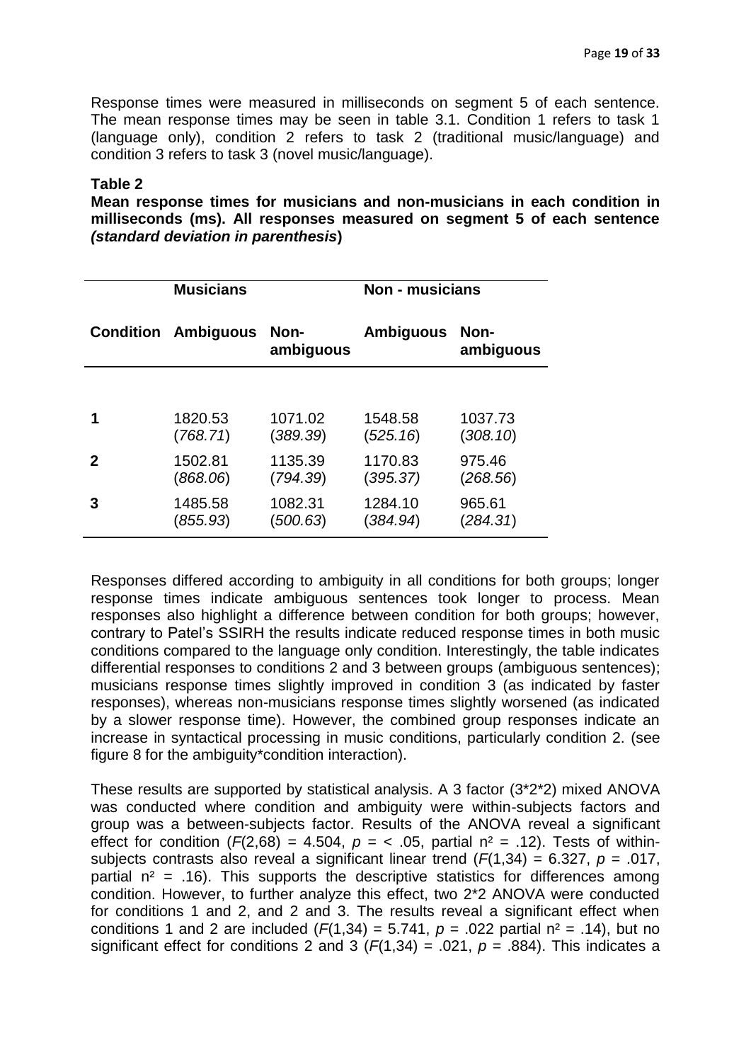Response times were measured in milliseconds on segment 5 of each sentence. The mean response times may be seen in table 3.1. Condition 1 refers to task 1 (language only), condition 2 refers to task 2 (traditional music/language) and condition 3 refers to task 3 (novel music/language).

**Table 2**

**Mean response times for musicians and non-musicians in each condition in milliseconds (ms). All responses measured on segment 5 of each sentence *(standard deviation in parenthesis*)**

| | **Musicians** | | **Non - musicians** | |
|---|---|---|---|---|
| **Condition** | **Ambiguous** | **Non-ambiguous** | **Ambiguous** | **Non-ambiguous** |
| **1** | 1820.53 (*768.71*) | 1071.02 (*389.39*) | 1548.58 (*525.16*) | 1037.73 (*308.10*) |
| **2** | 1502.81 (*868.06*) | 1135.39 (*794.39*) | 1170.83 (*395.37*) | 975.46 (*268.56*) |
| **3** | 1485.58 (*855.93*) | 1082.31 (*500.63*) | 1284.10 (*384.94*) | 965.61 (*284.31*) |

Responses differed according to ambiguity in all conditions for both groups; longer response times indicate ambiguous sentences took longer to process. Mean responses also highlight a difference between condition for both groups; however, contrary to Patel's SSIRH the results indicate reduced response times in both music conditions compared to the language only condition. Interestingly, the table indicates differential responses to conditions 2 and 3 between groups (ambiguous sentences); musicians response times slightly improved in condition 3 (as indicated by faster responses), whereas non-musicians response times slightly worsened (as indicated by a slower response time). However, the combined group responses indicate an increase in syntactical processing in music conditions, particularly condition 2. (see figure 8 for the ambiguity*condition interaction).

These results are supported by statistical analysis. A 3 factor (3*2*2) mixed ANOVA was conducted where condition and ambiguity were within-subjects factors and group was a between-subjects factor. Results of the ANOVA reveal a significant effect for condition ($F(2,68) = 4.504$, $p = < .05$, partial $n^2 = .12$). Tests of within-subjects contrasts also reveal a significant linear trend ($F(1,34) = 6.327$, $p = .017$, partial $n^2 = .16$). This supports the descriptive statistics for differences among condition. However, to further analyze this effect, two 2*2 ANOVA were conducted for conditions 1 and 2, and 2 and 3. The results reveal a significant effect when conditions 1 and 2 are included ($F(1,34) = 5.741$, $p = .022$ partial $n^2 = .14$), but no significant effect for conditions 2 and 3 ($F(1,34) = .021$, $p = .884$). This indicates a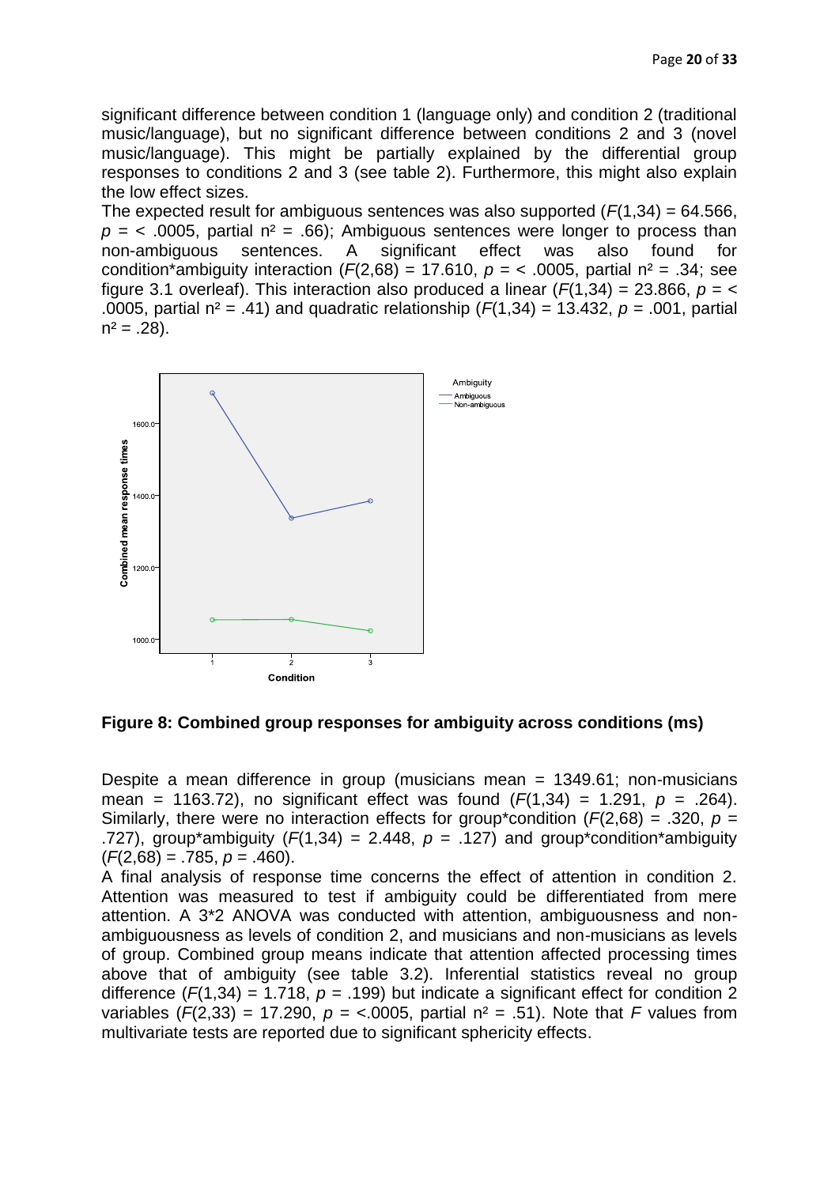significant difference between condition 1 (language only) and condition 2 (traditional music/language), but no significant difference between conditions 2 and 3 (novel music/language). This might be partially explained by the differential group responses to conditions 2 and 3 (see table 2). Furthermore, this might also explain the low effect sizes.

The expected result for ambiguous sentences was also supported ($F(1,34) = 64.566$, $p = < .0005$, partial $n^2 = .66$); Ambiguous sentences were longer to process than non-ambiguous sentences. A significant effect was also found for condition*ambiguity interaction ($F(2,68) = 17.610$, $p = < .0005$, partial $n^2 = .34$; see figure 3.1 overleaf). This interaction also produced a linear ($F(1,34) = 23.866$, $p = < .0005$, partial $n^2 = .41$) and quadratic relationship ($F(1,34) = 13.432$, $p = .001$, partial $n^2 = .28$).

**Figure 8: Combined group responses for ambiguity across conditions (ms)**

Despite a mean difference in group (musicians mean = 1349.61; non-musicians mean = 1163.72), no significant effect was found ($F(1,34) = 1.291$, $p = .264$). Similarly, there were no interaction effects for group*condition ($F(2,68) = .320$, $p = .727$), group*ambiguity ($F(1,34) = 2.448$, $p = .127$) and group*condition*ambiguity ($F(2,68) = .785$, $p = .460$).

A final analysis of response time concerns the effect of attention in condition 2. Attention was measured to test if ambiguity could be differentiated from mere attention. A 3*2 ANOVA was conducted with attention, ambiguousness and non-ambiguousness as levels of condition 2, and musicians and non-musicians as levels of group. Combined group means indicate that attention affected processing times above that of ambiguity (see table 3.2). Inferential statistics reveal no group difference ($F(1,34) = 1.718$, $p = .199$) but indicate a significant effect for condition 2 variables ($F(2,33) = 17.290$, $p = <.0005$, partial $n^2 = .51$). Note that $F$ values from multivariate tests are reported due to significant sphericity effects.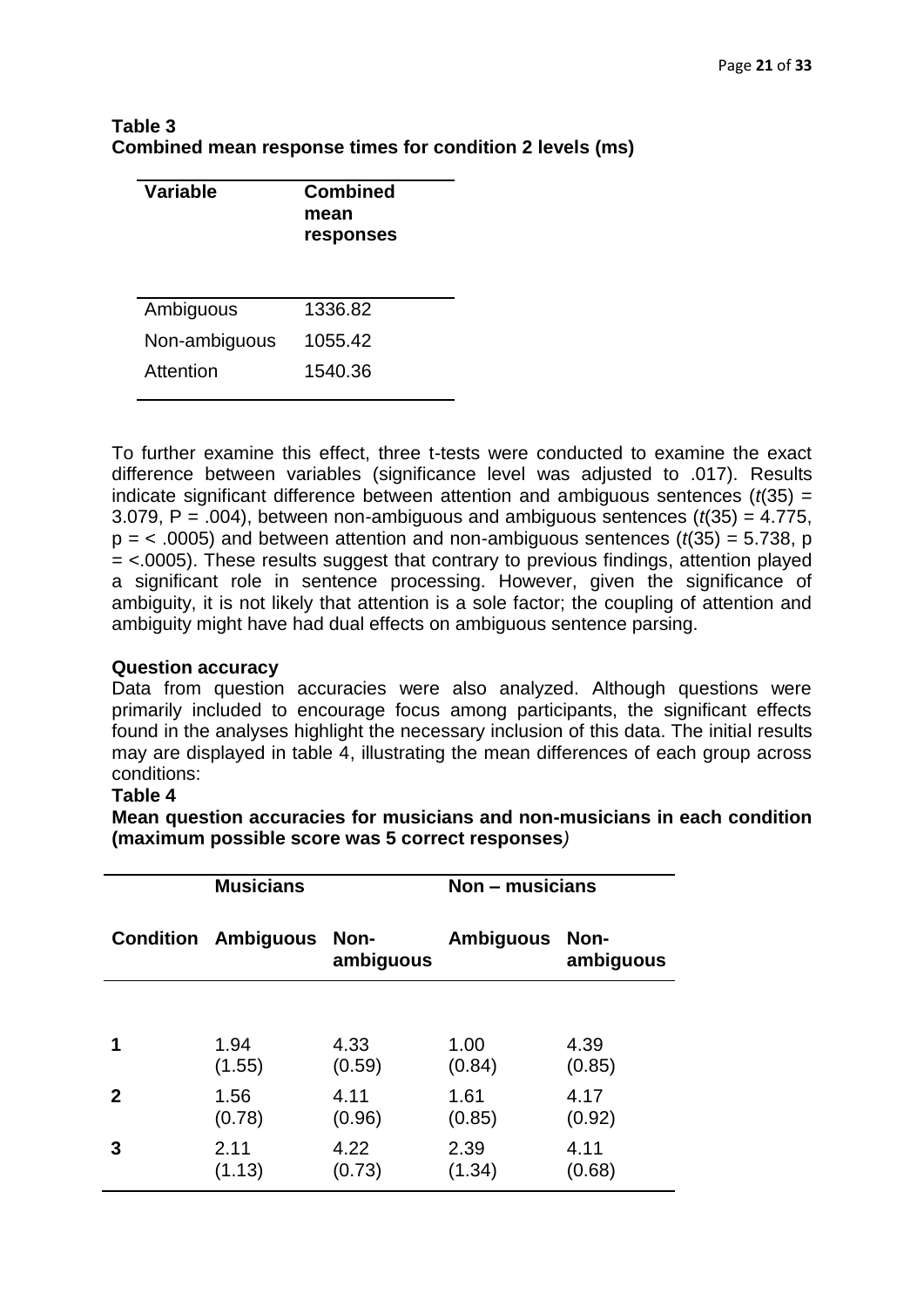**Table 3**
**Combined mean response times for condition 2 levels (ms)**

| Variable | Combined mean responses |
|---|---|
| Ambiguous | 1336.82 |
| Non-ambiguous | 1055.42 |
| Attention | 1540.36 |

To further examine this effect, three t-tests were conducted to examine the exact difference between variables (significance level was adjusted to .017). Results indicate significant difference between attention and ambiguous sentences ($t(35) = 3.079$, $P = .004$), between non-ambiguous and ambiguous sentences ($t(35) = 4.775$, $p = < .0005$) and between attention and non-ambiguous sentences ($t(35) = 5.738$, $p = <.0005$). These results suggest that contrary to previous findings, attention played a significant role in sentence processing. However, given the significance of ambiguity, it is not likely that attention is a sole factor; the coupling of attention and ambiguity might have had dual effects on ambiguous sentence parsing.

**Question accuracy**

Data from question accuracies were also analyzed. Although questions were primarily included to encourage focus among participants, the significant effects found in the analyses highlight the necessary inclusion of this data. The initial results may are displayed in table 4, illustrating the mean differences of each group across conditions:

**Table 4**
**Mean question accuracies for musicians and non-musicians in each condition (maximum possible score was 5 correct responses)**

| | **Musicians** | | **Non – musicians** | |
|---|---|---|---|---|
| **Condition** | **Ambiguous** | **Non-ambiguous** | **Ambiguous** | **Non-ambiguous** |
| **1** | 1.94 (1.55) | 4.33 (0.59) | 1.00 (0.84) | 4.39 (0.85) |
| **2** | 1.56 (0.78) | 4.11 (0.96) | 1.61 (0.85) | 4.17 (0.92) |
| **3** | 2.11 (1.13) | 4.22 (0.73) | 2.39 (1.34) | 4.11 (0.68) |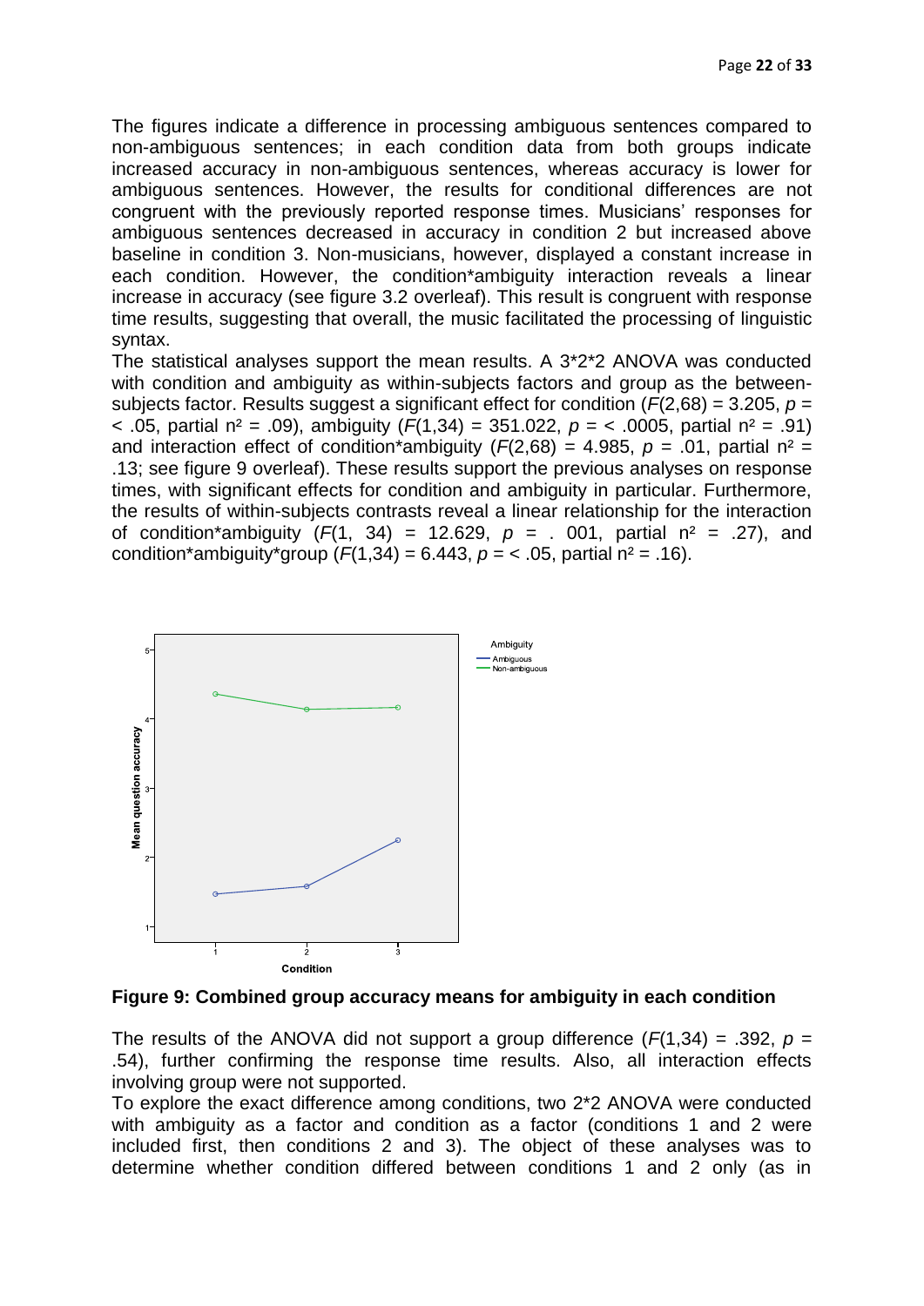The figures indicate a difference in processing ambiguous sentences compared to non-ambiguous sentences; in each condition data from both groups indicate increased accuracy in non-ambiguous sentences, whereas accuracy is lower for ambiguous sentences. However, the results for conditional differences are not congruent with the previously reported response times. Musicians' responses for ambiguous sentences decreased in accuracy in condition 2 but increased above baseline in condition 3. Non-musicians, however, displayed a constant increase in each condition. However, the condition*ambiguity interaction reveals a linear increase in accuracy (see figure 3.2 overleaf). This result is congruent with response time results, suggesting that overall, the music facilitated the processing of linguistic syntax.

The statistical analyses support the mean results. A 3*2*2 ANOVA was conducted with condition and ambiguity as within-subjects factors and group as the between-subjects factor. Results suggest a significant effect for condition ($F(2,68) = 3.205$, $p = < .05$, partial $n^2 = .09$), ambiguity ($F(1,34) = 351.022$, $p = < .0005$, partial $n^2 = .91$) and interaction effect of condition*ambiguity ($F(2,68) = 4.985$, $p = .01$, partial $n^2 = .13$; see figure 9 overleaf). These results support the previous analyses on response times, with significant effects for condition and ambiguity in particular. Furthermore, the results of within-subjects contrasts reveal a linear relationship for the interaction of condition*ambiguity ($F(1, 34) = 12.629$, $p = .001$, partial $n^2 = .27$), and condition*ambiguity*group ($F(1,34) = 6.443$, $p = < .05$, partial $n^2 = .16$).

**Figure 9: Combined group accuracy means for ambiguity in each condition**

The results of the ANOVA did not support a group difference ($F(1,34) = .392$, $p = .54$), further confirming the response time results. Also, all interaction effects involving group were not supported.

To explore the exact difference among conditions, two 2*2 ANOVA were conducted with ambiguity as a factor and condition as a factor (conditions 1 and 2 were included first, then conditions 2 and 3). The object of these analyses was to determine whether condition differed between conditions 1 and 2 only (as in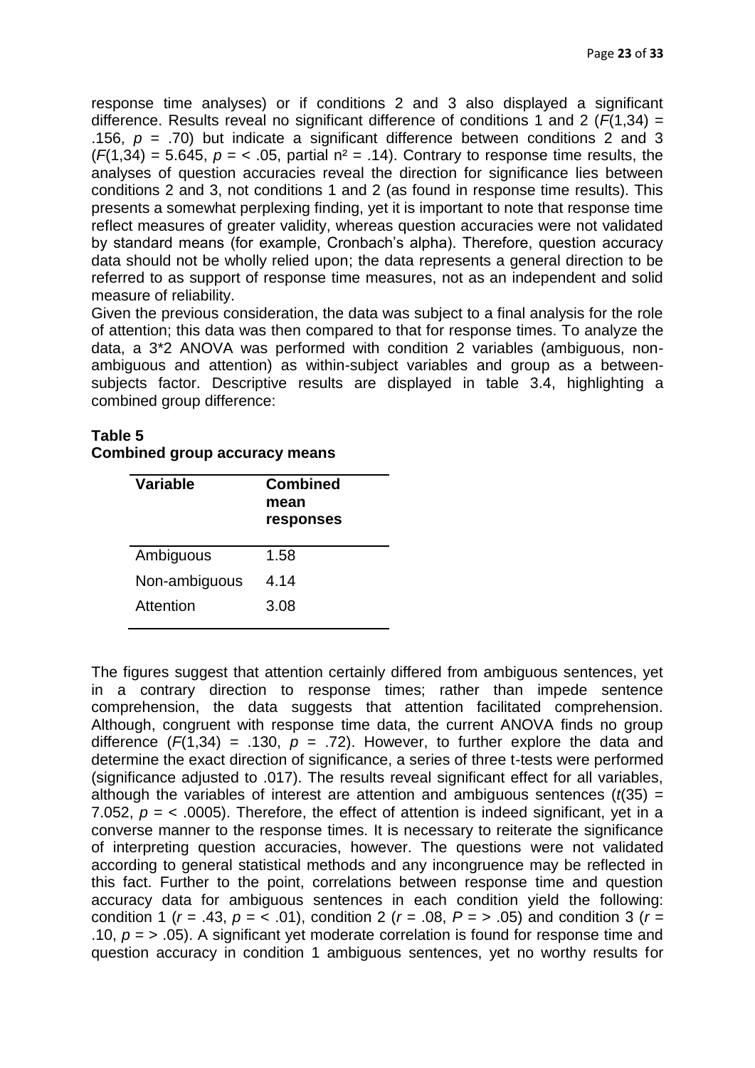response time analyses) or if conditions 2 and 3 also displayed a significant difference. Results reveal no significant difference of conditions 1 and 2 ($F(1,34) = .156$, $p = .70$) but indicate a significant difference between conditions 2 and 3 ($F(1,34) = 5.645$, $p = < .05$, partial $n^2 = .14$). Contrary to response time results, the analyses of question accuracies reveal the direction for significance lies between conditions 2 and 3, not conditions 1 and 2 (as found in response time results). This presents a somewhat perplexing finding, yet it is important to note that response time reflect measures of greater validity, whereas question accuracies were not validated by standard means (for example, Cronbach's alpha). Therefore, question accuracy data should not be wholly relied upon; the data represents a general direction to be referred to as support of response time measures, not as an independent and solid measure of reliability.

Given the previous consideration, the data was subject to a final analysis for the role of attention; this data was then compared to that for response times. To analyze the data, a 3*2 ANOVA was performed with condition 2 variables (ambiguous, non-ambiguous and attention) as within-subject variables and group as a between-subjects factor. Descriptive results are displayed in table 3.4, highlighting a combined group difference:

**Table 5**
**Combined group accuracy means**

| Variable | Combined mean responses |
|---|---|
| Ambiguous | 1.58 |
| Non-ambiguous | 4.14 |
| Attention | 3.08 |

The figures suggest that attention certainly differed from ambiguous sentences, yet in a contrary direction to response times; rather than impede sentence comprehension, the data suggests that attention facilitated comprehension. Although, congruent with response time data, the current ANOVA finds no group difference ($F(1,34) = .130$, $p = .72$). However, to further explore the data and determine the exact direction of significance, a series of three t-tests were performed (significance adjusted to .017). The results reveal significant effect for all variables, although the variables of interest are attention and ambiguous sentences ($t(35) = 7.052$, $p = < .0005$). Therefore, the effect of attention is indeed significant, yet in a converse manner to the response times. It is necessary to reiterate the significance of interpreting question accuracies, however. The questions were not validated according to general statistical methods and any incongruence may be reflected in this fact. Further to the point, correlations between response time and question accuracy data for ambiguous sentences in each condition yield the following: condition 1 ($r = .43$, $p = < .01$), condition 2 ($r = .08$, $P = > .05$) and condition 3 ($r = .10$, $p = > .05$). A significant yet moderate correlation is found for response time and question accuracy in condition 1 ambiguous sentences, yet no worthy results for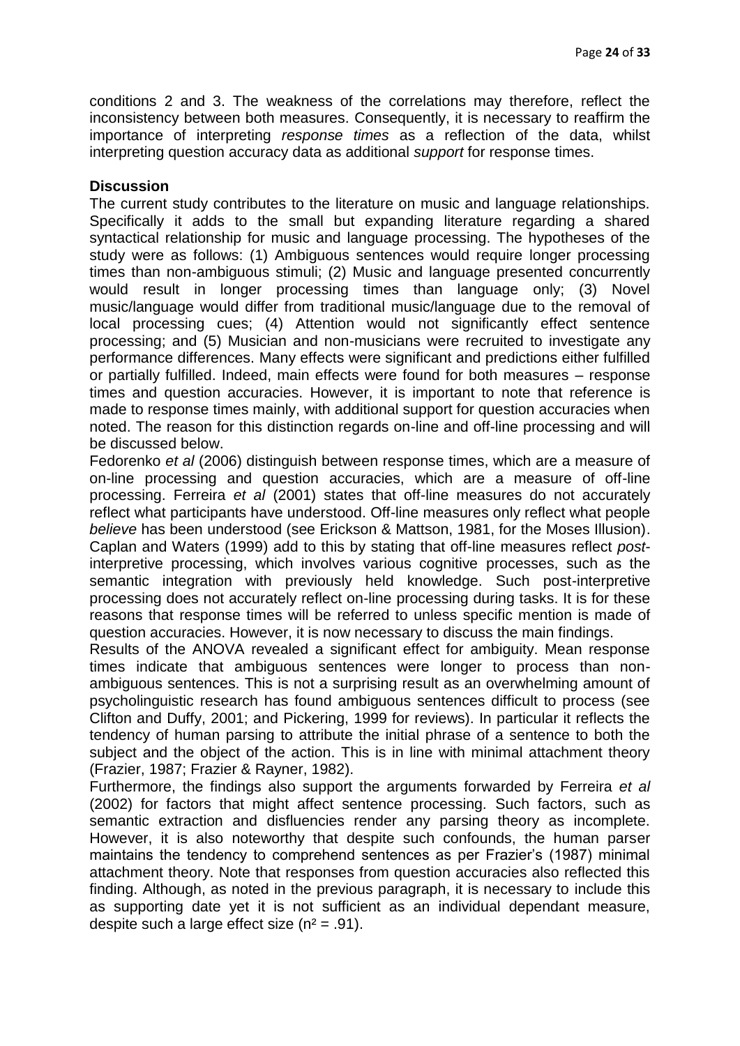conditions 2 and 3. The weakness of the correlations may therefore, reflect the inconsistency between both measures. Consequently, it is necessary to reaffirm the importance of interpreting *response times* as a reflection of the data, whilst interpreting question accuracy data as additional *support* for response times.

**Discussion**

The current study contributes to the literature on music and language relationships. Specifically it adds to the small but expanding literature regarding a shared syntactical relationship for music and language processing. The hypotheses of the study were as follows: (1) Ambiguous sentences would require longer processing times than non-ambiguous stimuli; (2) Music and language presented concurrently would result in longer processing times than language only; (3) Novel music/language would differ from traditional music/language due to the removal of local processing cues; (4) Attention would not significantly effect sentence processing; and (5) Musician and non-musicians were recruited to investigate any performance differences. Many effects were significant and predictions either fulfilled or partially fulfilled. Indeed, main effects were found for both measures – response times and question accuracies. However, it is important to note that reference is made to response times mainly, with additional support for question accuracies when noted. The reason for this distinction regards on-line and off-line processing and will be discussed below.

Fedorenko *et al* (2006) distinguish between response times, which are a measure of on-line processing and question accuracies, which are a measure of off-line processing. Ferreira *et al* (2001) states that off-line measures do not accurately reflect what participants have understood. Off-line measures only reflect what people *believe* has been understood (see Erickson & Mattson, 1981, for the Moses Illusion). Caplan and Waters (1999) add to this by stating that off-line measures reflect *post*-interpretive processing, which involves various cognitive processes, such as the semantic integration with previously held knowledge. Such post-interpretive processing does not accurately reflect on-line processing during tasks. It is for these reasons that response times will be referred to unless specific mention is made of question accuracies. However, it is now necessary to discuss the main findings.

Results of the ANOVA revealed a significant effect for ambiguity. Mean response times indicate that ambiguous sentences were longer to process than non-ambiguous sentences. This is not a surprising result as an overwhelming amount of psycholinguistic research has found ambiguous sentences difficult to process (see Clifton and Duffy, 2001; and Pickering, 1999 for reviews). In particular it reflects the tendency of human parsing to attribute the initial phrase of a sentence to both the subject and the object of the action. This is in line with minimal attachment theory (Frazier, 1987; Frazier & Rayner, 1982).

Furthermore, the findings also support the arguments forwarded by Ferreira *et al* (2002) for factors that might affect sentence processing. Such factors, such as semantic extraction and disfluencies render any parsing theory as incomplete. However, it is also noteworthy that despite such confounds, the human parser maintains the tendency to comprehend sentences as per Frazier's (1987) minimal attachment theory. Note that responses from question accuracies also reflected this finding. Although, as noted in the previous paragraph, it is necessary to include this as supporting date yet it is not sufficient as an individual dependant measure, despite such a large effect size ($n^2 = .91$).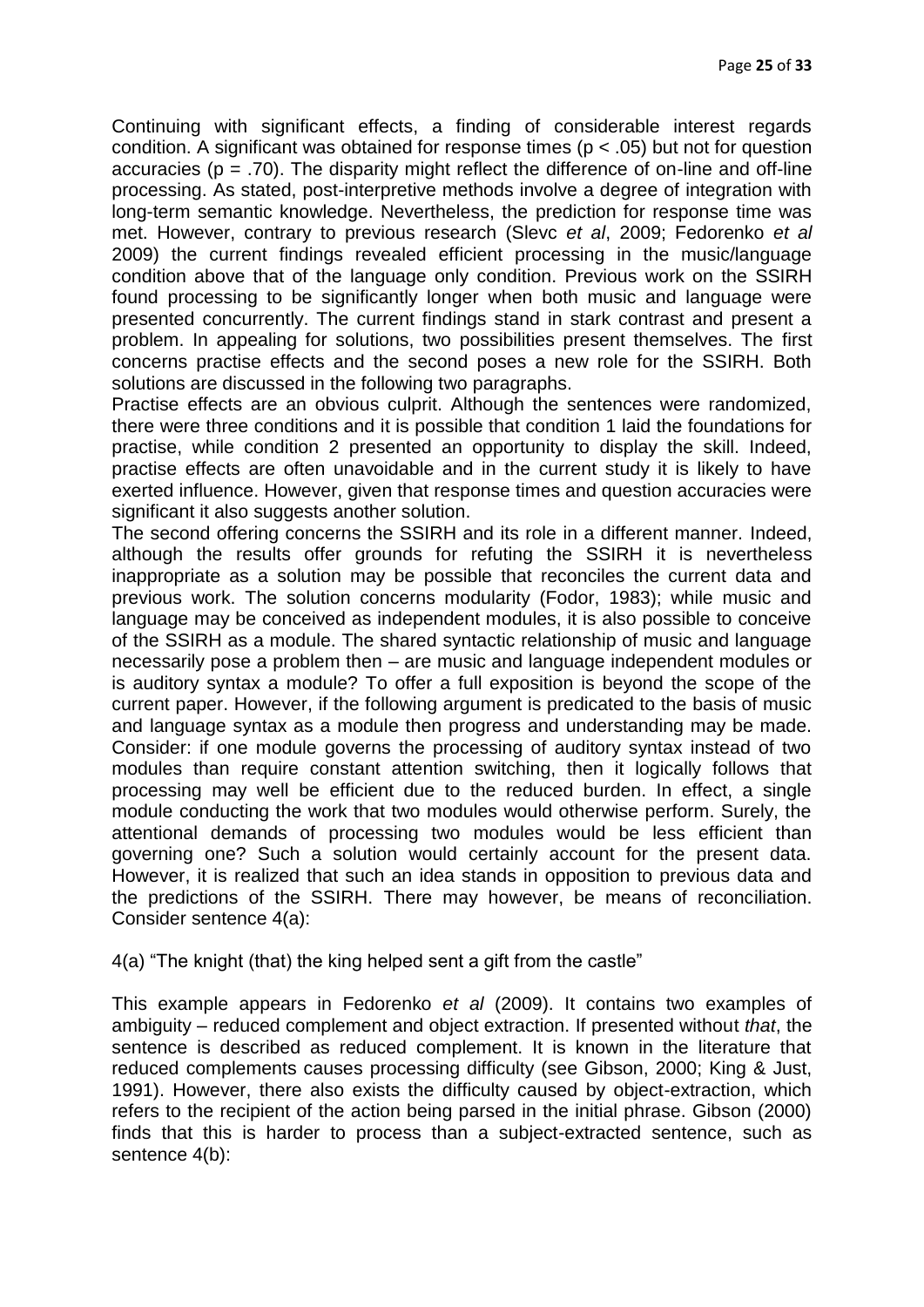Continuing with significant effects, a finding of considerable interest regards condition. A significant was obtained for response times ($p < .05$) but not for question accuracies ($p = .70$). The disparity might reflect the difference of on-line and off-line processing. As stated, post-interpretive methods involve a degree of integration with long-term semantic knowledge. Nevertheless, the prediction for response time was met. However, contrary to previous research (Slevc *et al*, 2009; Fedorenko *et al* 2009) the current findings revealed efficient processing in the music/language condition above that of the language only condition. Previous work on the SSIRH found processing to be significantly longer when both music and language were presented concurrently. The current findings stand in stark contrast and present a problem. In appealing for solutions, two possibilities present themselves. The first concerns practise effects and the second poses a new role for the SSIRH. Both solutions are discussed in the following two paragraphs.

Practise effects are an obvious culprit. Although the sentences were randomized, there were three conditions and it is possible that condition 1 laid the foundations for practise, while condition 2 presented an opportunity to display the skill. Indeed, practise effects are often unavoidable and in the current study it is likely to have exerted influence. However, given that response times and question accuracies were significant it also suggests another solution.

The second offering concerns the SSIRH and its role in a different manner. Indeed, although the results offer grounds for refuting the SSIRH it is nevertheless inappropriate as a solution may be possible that reconciles the current data and previous work. The solution concerns modularity (Fodor, 1983); while music and language may be conceived as independent modules, it is also possible to conceive of the SSIRH as a module. The shared syntactic relationship of music and language necessarily pose a problem then – are music and language independent modules or is auditory syntax a module? To offer a full exposition is beyond the scope of the current paper. However, if the following argument is predicated to the basis of music and language syntax as a module then progress and understanding may be made. Consider: if one module governs the processing of auditory syntax instead of two modules than require constant attention switching, then it logically follows that processing may well be efficient due to the reduced burden. In effect, a single module conducting the work that two modules would otherwise perform. Surely, the attentional demands of processing two modules would be less efficient than governing one? Such a solution would certainly account for the present data. However, it is realized that such an idea stands in opposition to previous data and the predictions of the SSIRH. There may however, be means of reconciliation. Consider sentence 4(a):

4(a) "The knight (that) the king helped sent a gift from the castle"

This example appears in Fedorenko *et al* (2009). It contains two examples of ambiguity – reduced complement and object extraction. If presented without *that*, the sentence is described as reduced complement. It is known in the literature that reduced complements causes processing difficulty (see Gibson, 2000; King & Just, 1991). However, there also exists the difficulty caused by object-extraction, which refers to the recipient of the action being parsed in the initial phrase. Gibson (2000) finds that this is harder to process than a subject-extracted sentence, such as sentence 4(b):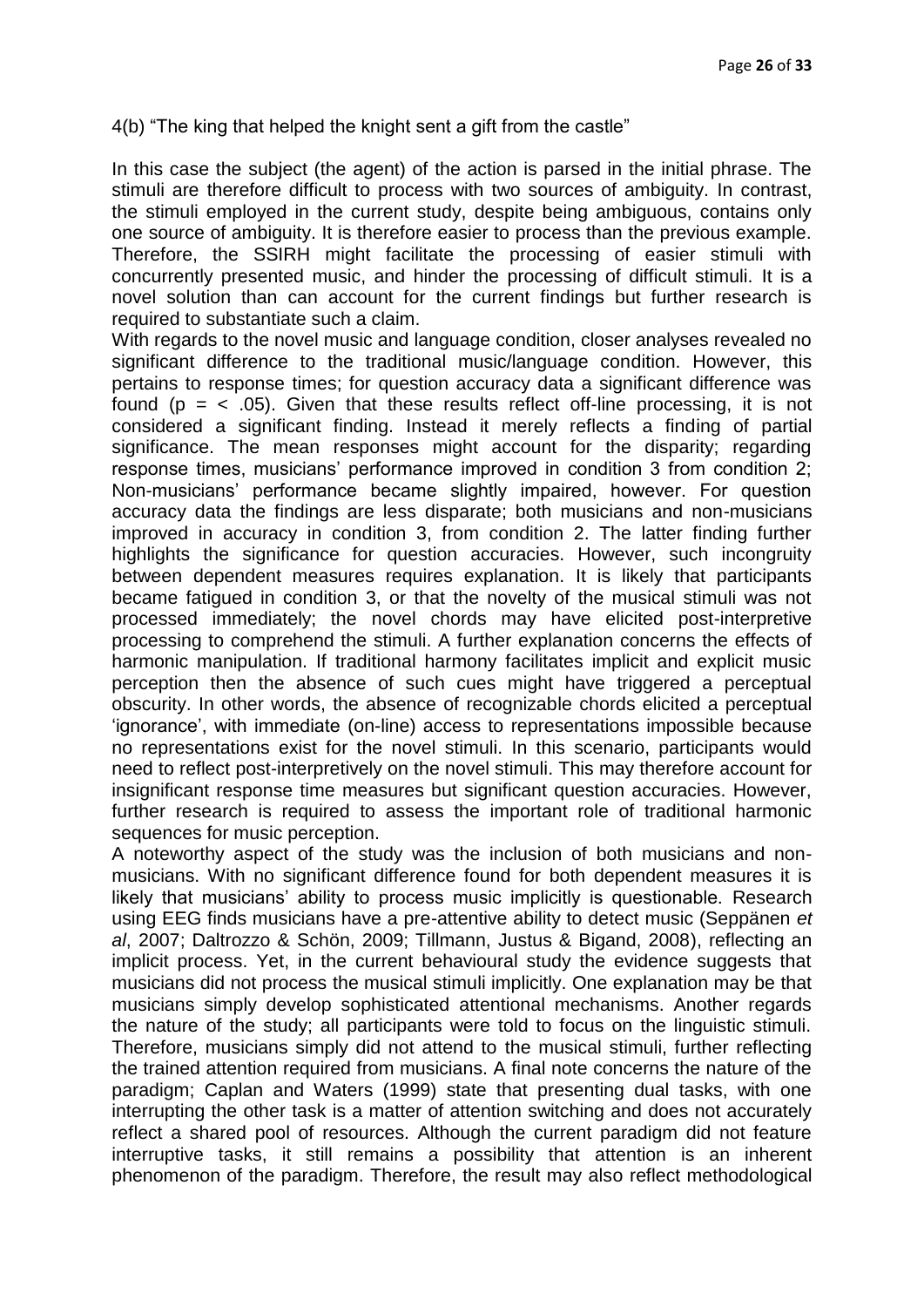4(b) "The king that helped the knight sent a gift from the castle"

In this case the subject (the agent) of the action is parsed in the initial phrase. The stimuli are therefore difficult to process with two sources of ambiguity. In contrast, the stimuli employed in the current study, despite being ambiguous, contains only one source of ambiguity. It is therefore easier to process than the previous example. Therefore, the SSIRH might facilitate the processing of easier stimuli with concurrently presented music, and hinder the processing of difficult stimuli. It is a novel solution than can account for the current findings but further research is required to substantiate such a claim.

With regards to the novel music and language condition, closer analyses revealed no significant difference to the traditional music/language condition. However, this pertains to response times; for question accuracy data a significant difference was found ($p = < .05$). Given that these results reflect off-line processing, it is not considered a significant finding. Instead it merely reflects a finding of partial significance. The mean responses might account for the disparity; regarding response times, musicians' performance improved in condition 3 from condition 2; Non-musicians' performance became slightly impaired, however. For question accuracy data the findings are less disparate; both musicians and non-musicians improved in accuracy in condition 3, from condition 2. The latter finding further highlights the significance for question accuracies. However, such incongruity between dependent measures requires explanation. It is likely that participants became fatigued in condition 3, or that the novelty of the musical stimuli was not processed immediately; the novel chords may have elicited post-interpretive processing to comprehend the stimuli. A further explanation concerns the effects of harmonic manipulation. If traditional harmony facilitates implicit and explicit music perception then the absence of such cues might have triggered a perceptual obscurity. In other words, the absence of recognizable chords elicited a perceptual 'ignorance', with immediate (on-line) access to representations impossible because no representations exist for the novel stimuli. In this scenario, participants would need to reflect post-interpretively on the novel stimuli. This may therefore account for insignificant response time measures but significant question accuracies. However, further research is required to assess the important role of traditional harmonic sequences for music perception.

A noteworthy aspect of the study was the inclusion of both musicians and non-musicians. With no significant difference found for both dependent measures it is likely that musicians' ability to process music implicitly is questionable. Research using EEG finds musicians have a pre-attentive ability to detect music (Seppänen *et al*, 2007; Daltrozzo & Schön, 2009; Tillmann, Justus & Bigand, 2008), reflecting an implicit process. Yet, in the current behavioural study the evidence suggests that musicians did not process the musical stimuli implicitly. One explanation may be that musicians simply develop sophisticated attentional mechanisms. Another regards the nature of the study; all participants were told to focus on the linguistic stimuli. Therefore, musicians simply did not attend to the musical stimuli, further reflecting the trained attention required from musicians. A final note concerns the nature of the paradigm; Caplan and Waters (1999) state that presenting dual tasks, with one interrupting the other task is a matter of attention switching and does not accurately reflect a shared pool of resources. Although the current paradigm did not feature interruptive tasks, it still remains a possibility that attention is an inherent phenomenon of the paradigm. Therefore, the result may also reflect methodological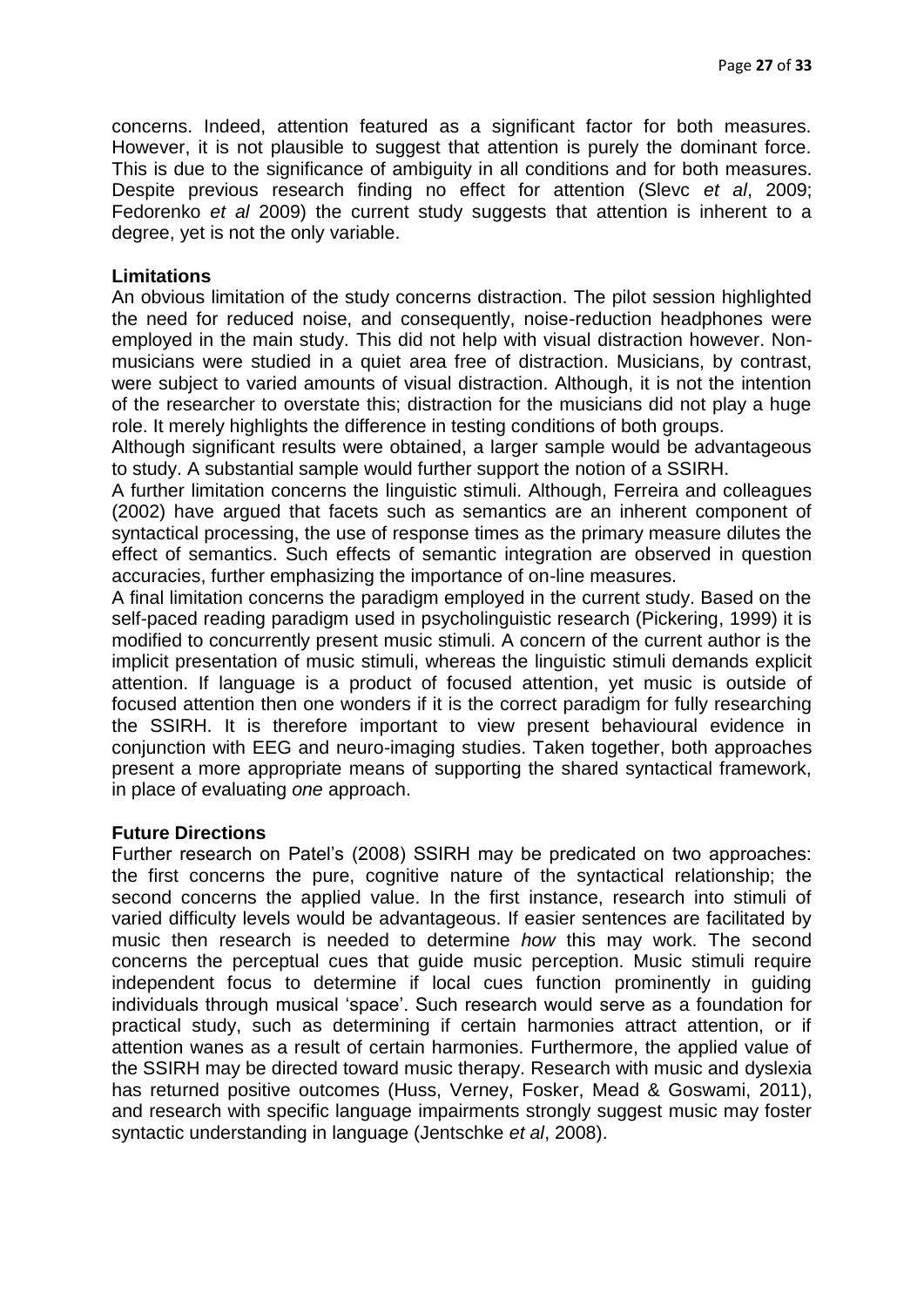concerns. Indeed, attention featured as a significant factor for both measures. However, it is not plausible to suggest that attention is purely the dominant force. This is due to the significance of ambiguity in all conditions and for both measures. Despite previous research finding no effect for attention (Slevc *et al*, 2009; Fedorenko *et al* 2009) the current study suggests that attention is inherent to a degree, yet is not the only variable.

**Limitations**

An obvious limitation of the study concerns distraction. The pilot session highlighted the need for reduced noise, and consequently, noise-reduction headphones were employed in the main study. This did not help with visual distraction however. Non-musicians were studied in a quiet area free of distraction. Musicians, by contrast, were subject to varied amounts of visual distraction. Although, it is not the intention of the researcher to overstate this; distraction for the musicians did not play a huge role. It merely highlights the difference in testing conditions of both groups.

Although significant results were obtained, a larger sample would be advantageous to study. A substantial sample would further support the notion of a SSIRH.

A further limitation concerns the linguistic stimuli. Although, Ferreira and colleagues (2002) have argued that facets such as semantics are an inherent component of syntactical processing, the use of response times as the primary measure dilutes the effect of semantics. Such effects of semantic integration are observed in question accuracies, further emphasizing the importance of on-line measures.

A final limitation concerns the paradigm employed in the current study. Based on the self-paced reading paradigm used in psycholinguistic research (Pickering, 1999) it is modified to concurrently present music stimuli. A concern of the current author is the implicit presentation of music stimuli, whereas the linguistic stimuli demands explicit attention. If language is a product of focused attention, yet music is outside of focused attention then one wonders if it is the correct paradigm for fully researching the SSIRH. It is therefore important to view present behavioural evidence in conjunction with EEG and neuro-imaging studies. Taken together, both approaches present a more appropriate means of supporting the shared syntactical framework, in place of evaluating *one* approach.

**Future Directions**

Further research on Patel's (2008) SSIRH may be predicated on two approaches: the first concerns the pure, cognitive nature of the syntactical relationship; the second concerns the applied value. In the first instance, research into stimuli of varied difficulty levels would be advantageous. If easier sentences are facilitated by music then research is needed to determine *how* this may work. The second concerns the perceptual cues that guide music perception. Music stimuli require independent focus to determine if local cues function prominently in guiding individuals through musical 'space'. Such research would serve as a foundation for practical study, such as determining if certain harmonies attract attention, or if attention wanes as a result of certain harmonies. Furthermore, the applied value of the SSIRH may be directed toward music therapy. Research with music and dyslexia has returned positive outcomes (Huss, Verney, Fosker, Mead & Goswami, 2011), and research with specific language impairments strongly suggest music may foster syntactic understanding in language (Jentschke *et al*, 2008).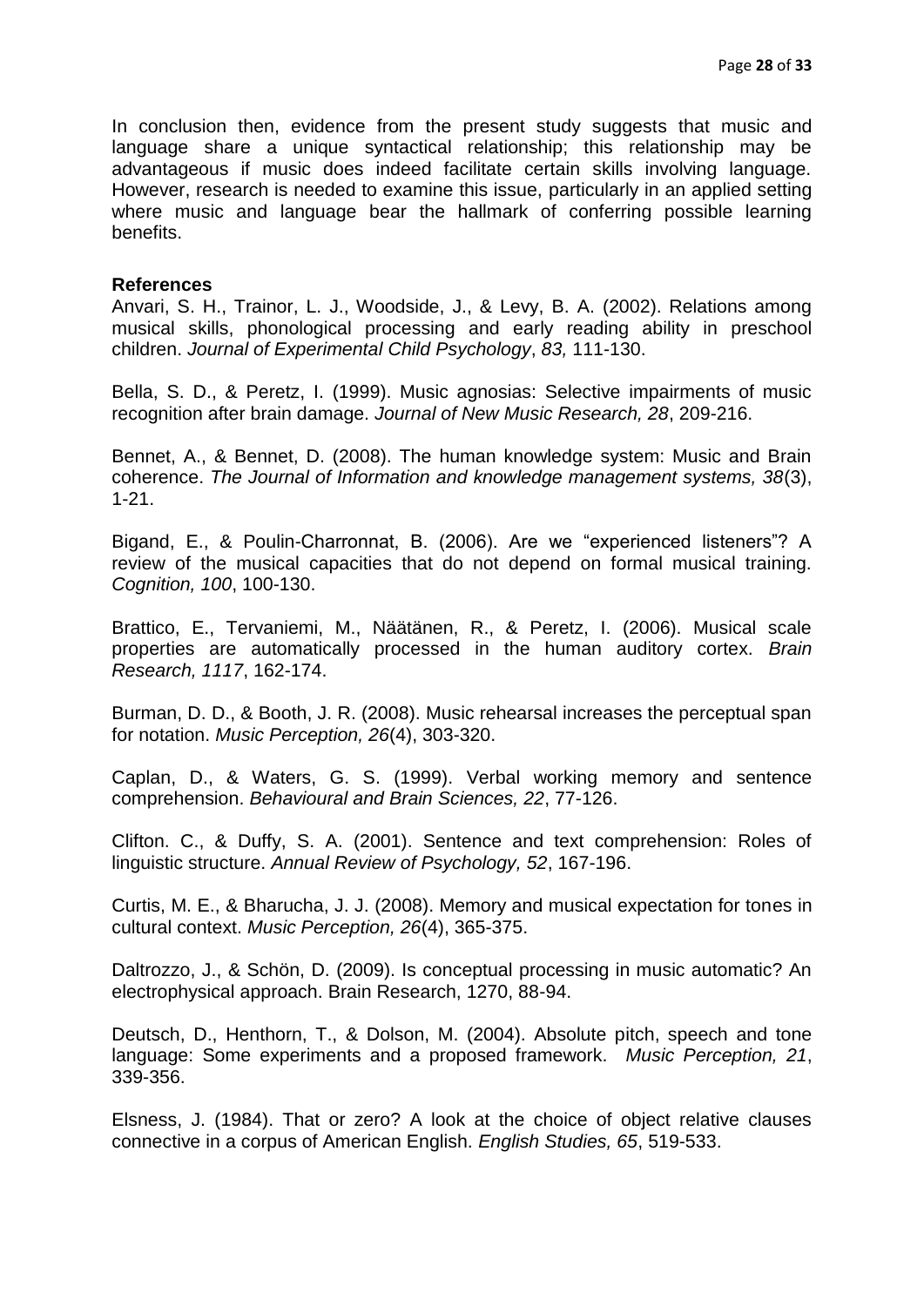In conclusion then, evidence from the present study suggests that music and language share a unique syntactical relationship; this relationship may be advantageous if music does indeed facilitate certain skills involving language. However, research is needed to examine this issue, particularly in an applied setting where music and language bear the hallmark of conferring possible learning benefits.

**References**

Anvari, S. H., Trainor, L. J., Woodside, J., & Levy, B. A. (2002). Relations among musical skills, phonological processing and early reading ability in preschool children. *Journal of Experimental Child Psychology*, *83,* 111-130.

Bella, S. D., & Peretz, I. (1999). Music agnosias: Selective impairments of music recognition after brain damage. *Journal of New Music Research, 28*, 209-216.

Bennet, A., & Bennet, D. (2008). The human knowledge system: Music and Brain coherence. *The Journal of Information and knowledge management systems, 38*(3), 1-21.

Bigand, E., & Poulin-Charronnat, B. (2006). Are we "experienced listeners"? A review of the musical capacities that do not depend on formal musical training. *Cognition, 100*, 100-130.

Brattico, E., Tervaniemi, M., Näätänen, R., & Peretz, I. (2006). Musical scale properties are automatically processed in the human auditory cortex. *Brain Research, 1117*, 162-174.

Burman, D. D., & Booth, J. R. (2008). Music rehearsal increases the perceptual span for notation. *Music Perception, 26*(4), 303-320.

Caplan, D., & Waters, G. S. (1999). Verbal working memory and sentence comprehension. *Behavioural and Brain Sciences, 22*, 77-126.

Clifton. C., & Duffy, S. A. (2001). Sentence and text comprehension: Roles of linguistic structure. *Annual Review of Psychology, 52*, 167-196.

Curtis, M. E., & Bharucha, J. J. (2008). Memory and musical expectation for tones in cultural context. *Music Perception, 26*(4), 365-375.

Daltrozzo, J., & Schön, D. (2009). Is conceptual processing in music automatic? An electrophysical approach. Brain Research, 1270, 88-94.

Deutsch, D., Henthorn, T., & Dolson, M. (2004). Absolute pitch, speech and tone language: Some experiments and a proposed framework. *Music Perception, 21*, 339-356.

Elsness, J. (1984). That or zero? A look at the choice of object relative clauses connective in a corpus of American English. *English Studies, 65*, 519-533.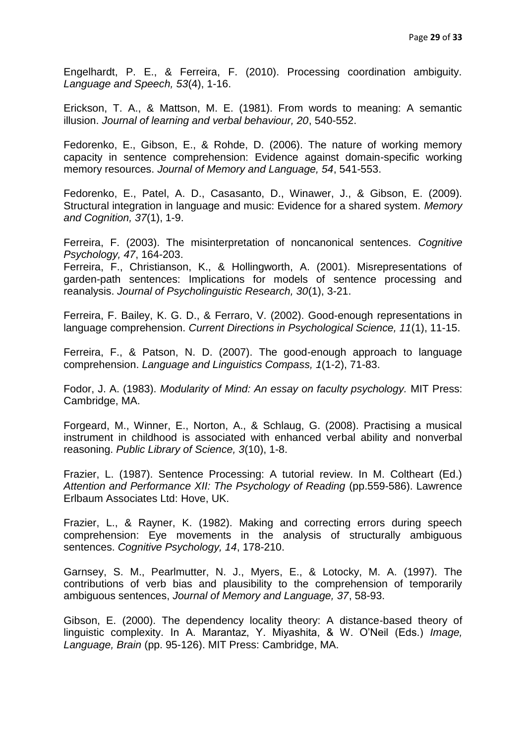Engelhardt, P. E., & Ferreira, F. (2010). Processing coordination ambiguity. *Language and Speech, 53*(4), 1-16.

Erickson, T. A., & Mattson, M. E. (1981). From words to meaning: A semantic illusion. *Journal of learning and verbal behaviour, 20*, 540-552.

Fedorenko, E., Gibson, E., & Rohde, D. (2006). The nature of working memory capacity in sentence comprehension: Evidence against domain-specific working memory resources. *Journal of Memory and Language, 54*, 541-553.

Fedorenko, E., Patel, A. D., Casasanto, D., Winawer, J., & Gibson, E. (2009). Structural integration in language and music: Evidence for a shared system. *Memory and Cognition, 37*(1), 1-9.

Ferreira, F. (2003). The misinterpretation of noncanonical sentences. *Cognitive Psychology, 47*, 164-203.

Ferreira, F., Christianson, K., & Hollingworth, A. (2001). Misrepresentations of garden-path sentences: Implications for models of sentence processing and reanalysis. *Journal of Psycholinguistic Research, 30*(1), 3-21.

Ferreira, F. Bailey, K. G. D., & Ferraro, V. (2002). Good-enough representations in language comprehension. *Current Directions in Psychological Science, 11*(1), 11-15.

Ferreira, F., & Patson, N. D. (2007). The good-enough approach to language comprehension. *Language and Linguistics Compass, 1*(1-2), 71-83.

Fodor, J. A. (1983). *Modularity of Mind: An essay on faculty psychology.* MIT Press: Cambridge, MA.

Forgeard, M., Winner, E., Norton, A., & Schlaug, G. (2008). Practising a musical instrument in childhood is associated with enhanced verbal ability and nonverbal reasoning. *Public Library of Science, 3*(10), 1-8.

Frazier, L. (1987). Sentence Processing: A tutorial review. In M. Coltheart (Ed.) *Attention and Performance XII: The Psychology of Reading* (pp.559-586). Lawrence Erlbaum Associates Ltd: Hove, UK.

Frazier, L., & Rayner, K. (1982). Making and correcting errors during speech comprehension: Eye movements in the analysis of structurally ambiguous sentences. *Cognitive Psychology, 14*, 178-210.

Garnsey, S. M., Pearlmutter, N. J., Myers, E., & Lotocky, M. A. (1997). The contributions of verb bias and plausibility to the comprehension of temporarily ambiguous sentences, *Journal of Memory and Language, 37*, 58-93.

Gibson, E. (2000). The dependency locality theory: A distance-based theory of linguistic complexity. In A. Marantaz, Y. Miyashita, & W. O'Neil (Eds.) *Image, Language, Brain* (pp. 95-126). MIT Press: Cambridge, MA.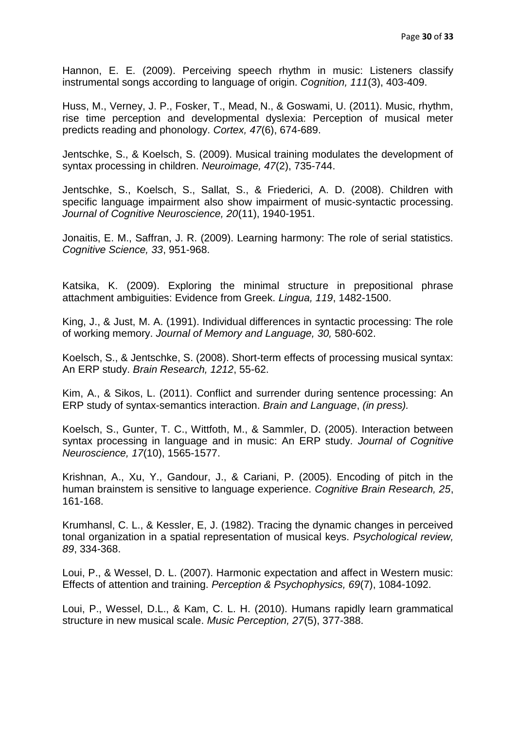Hannon, E. E. (2009). Perceiving speech rhythm in music: Listeners classify instrumental songs according to language of origin. *Cognition, 111*(3), 403-409.

Huss, M., Verney, J. P., Fosker, T., Mead, N., & Goswami, U. (2011). Music, rhythm, rise time perception and developmental dyslexia: Perception of musical meter predicts reading and phonology. *Cortex, 47*(6), 674-689.

Jentschke, S., & Koelsch, S. (2009). Musical training modulates the development of syntax processing in children. *Neuroimage, 47*(2), 735-744.

Jentschke, S., Koelsch, S., Sallat, S., & Friederici, A. D. (2008). Children with specific language impairment also show impairment of music-syntactic processing. *Journal of Cognitive Neuroscience, 20*(11), 1940-1951.

Jonaitis, E. M., Saffran, J. R. (2009). Learning harmony: The role of serial statistics. *Cognitive Science, 33*, 951-968.

Katsika, K. (2009). Exploring the minimal structure in prepositional phrase attachment ambiguities: Evidence from Greek. *Lingua, 119*, 1482-1500.

King, J., & Just, M. A. (1991). Individual differences in syntactic processing: The role of working memory. *Journal of Memory and Language, 30,* 580-602.

Koelsch, S., & Jentschke, S. (2008). Short-term effects of processing musical syntax: An ERP study. *Brain Research, 1212*, 55-62.

Kim, A., & Sikos, L. (2011). Conflict and surrender during sentence processing: An ERP study of syntax-semantics interaction. *Brain and Language*, *(in press).*

Koelsch, S., Gunter, T. C., Wittfoth, M., & Sammler, D. (2005). Interaction between syntax processing in language and in music: An ERP study. *Journal of Cognitive Neuroscience, 17*(10), 1565-1577.

Krishnan, A., Xu, Y., Gandour, J., & Cariani, P. (2005). Encoding of pitch in the human brainstem is sensitive to language experience. *Cognitive Brain Research, 25*, 161-168.

Krumhansl, C. L., & Kessler, E, J. (1982). Tracing the dynamic changes in perceived tonal organization in a spatial representation of musical keys. *Psychological review, 89*, 334-368.

Loui, P., & Wessel, D. L. (2007). Harmonic expectation and affect in Western music: Effects of attention and training. *Perception & Psychophysics, 69*(7), 1084-1092.

Loui, P., Wessel, D.L., & Kam, C. L. H. (2010). Humans rapidly learn grammatical structure in new musical scale. *Music Perception, 27*(5), 377-388.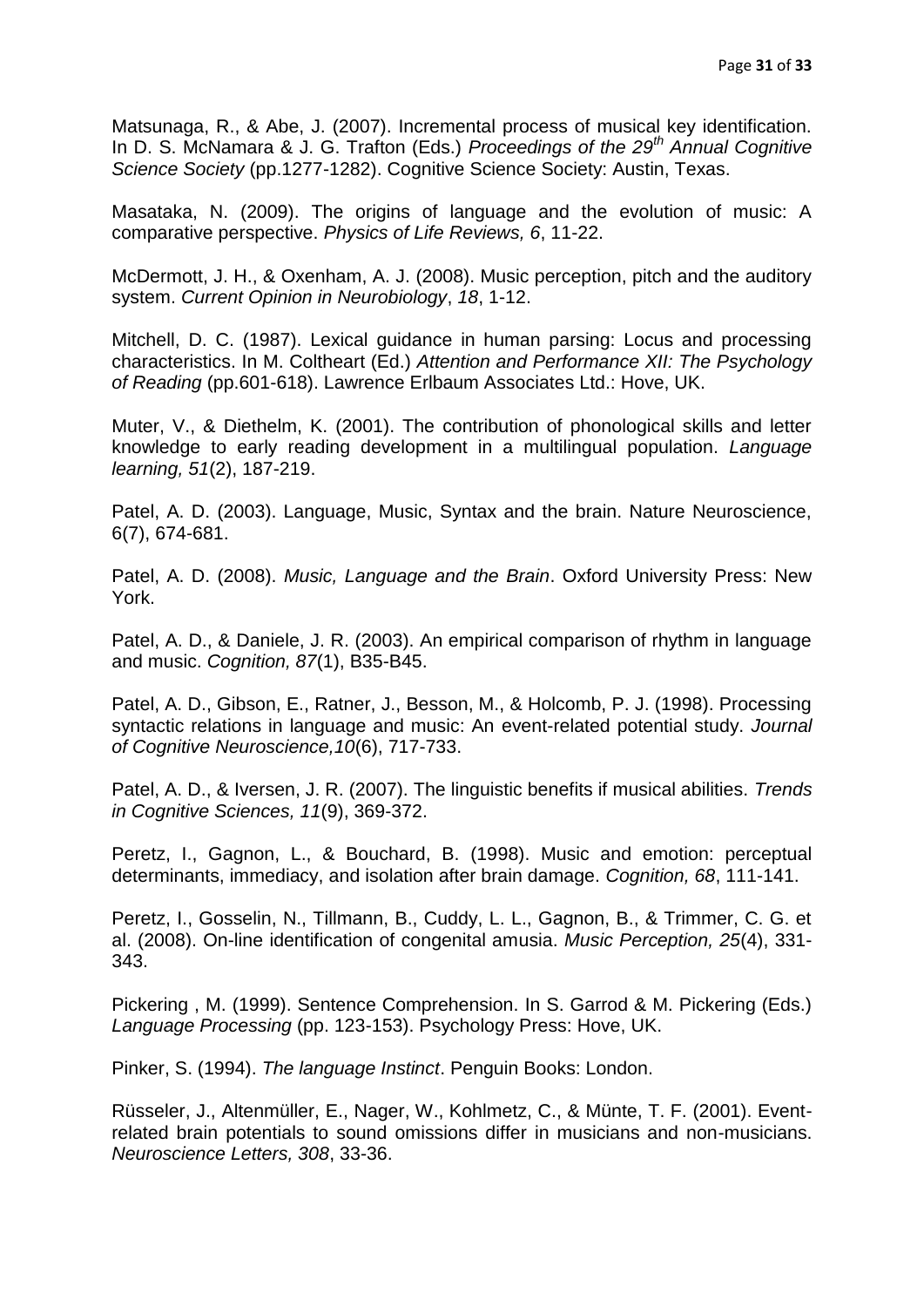Matsunaga, R., & Abe, J. (2007). Incremental process of musical key identification. In D. S. McNamara & J. G. Trafton (Eds.) *Proceedings of the 29th Annual Cognitive Science Society* (pp.1277-1282). Cognitive Science Society: Austin, Texas.

Masataka, N. (2009). The origins of language and the evolution of music: A comparative perspective. *Physics of Life Reviews, 6*, 11-22.

McDermott, J. H., & Oxenham, A. J. (2008). Music perception, pitch and the auditory system. *Current Opinion in Neurobiology*, *18*, 1-12.

Mitchell, D. C. (1987). Lexical guidance in human parsing: Locus and processing characteristics. In M. Coltheart (Ed.) *Attention and Performance XII: The Psychology of Reading* (pp.601-618). Lawrence Erlbaum Associates Ltd.: Hove, UK.

Muter, V., & Diethelm, K. (2001). The contribution of phonological skills and letter knowledge to early reading development in a multilingual population. *Language learning, 51*(2), 187-219.

Patel, A. D. (2003). Language, Music, Syntax and the brain. Nature Neuroscience, 6(7), 674-681.

Patel, A. D. (2008). *Music, Language and the Brain*. Oxford University Press: New York.

Patel, A. D., & Daniele, J. R. (2003). An empirical comparison of rhythm in language and music. *Cognition, 87*(1), B35-B45.

Patel, A. D., Gibson, E., Ratner, J., Besson, M., & Holcomb, P. J. (1998). Processing syntactic relations in language and music: An event-related potential study. *Journal of Cognitive Neuroscience,10*(6), 717-733.

Patel, A. D., & Iversen, J. R. (2007). The linguistic benefits if musical abilities. *Trends in Cognitive Sciences, 11*(9), 369-372.

Peretz, I., Gagnon, L., & Bouchard, B. (1998). Music and emotion: perceptual determinants, immediacy, and isolation after brain damage. *Cognition, 68*, 111-141.

Peretz, I., Gosselin, N., Tillmann, B., Cuddy, L. L., Gagnon, B., & Trimmer, C. G. et al. (2008). On-line identification of congenital amusia. *Music Perception, 25*(4), 331-343.

Pickering , M. (1999). Sentence Comprehension. In S. Garrod & M. Pickering (Eds.) *Language Processing* (pp. 123-153). Psychology Press: Hove, UK.

Pinker, S. (1994). *The language Instinct*. Penguin Books: London.

Rüsseler, J., Altenmüller, E., Nager, W., Kohlmetz, C., & Münte, T. F. (2001). Event-related brain potentials to sound omissions differ in musicians and non-musicians. *Neuroscience Letters, 308*, 33-36.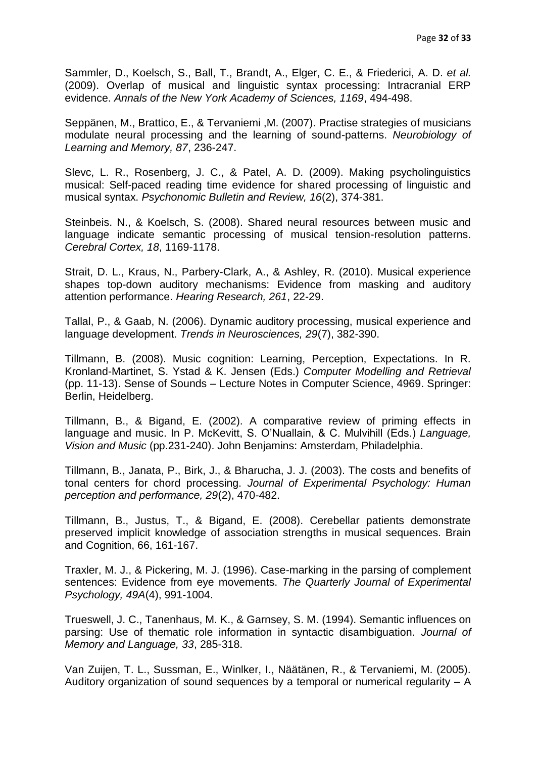Sammler, D., Koelsch, S., Ball, T., Brandt, A., Elger, C. E., & Friederici, A. D. *et al.* (2009). Overlap of musical and linguistic syntax processing: Intracranial ERP evidence. *Annals of the New York Academy of Sciences, 1169*, 494-498.

Seppänen, M., Brattico, E., & Tervaniemi ,M. (2007). Practise strategies of musicians modulate neural processing and the learning of sound-patterns. *Neurobiology of Learning and Memory, 87*, 236-247.

Slevc, L. R., Rosenberg, J. C., & Patel, A. D. (2009). Making psycholinguistics musical: Self-paced reading time evidence for shared processing of linguistic and musical syntax. *Psychonomic Bulletin and Review, 16*(2), 374-381.

Steinbeis. N., & Koelsch, S. (2008). Shared neural resources between music and language indicate semantic processing of musical tension-resolution patterns. *Cerebral Cortex, 18*, 1169-1178.

Strait, D. L., Kraus, N., Parbery-Clark, A., & Ashley, R. (2010). Musical experience shapes top-down auditory mechanisms: Evidence from masking and auditory attention performance. *Hearing Research, 261*, 22-29.

Tallal, P., & Gaab, N. (2006). Dynamic auditory processing, musical experience and language development. *Trends in Neurosciences, 29*(7), 382-390.

Tillmann, B. (2008). Music cognition: Learning, Perception, Expectations. In R. Kronland-Martinet, S. Ystad & K. Jensen (Eds.) *Computer Modelling and Retrieval* (pp. 11-13). Sense of Sounds – Lecture Notes in Computer Science, 4969. Springer: Berlin, Heidelberg.

Tillmann, B., & Bigand, E. (2002). A comparative review of priming effects in language and music. In P. McKevitt, S. O'Nuallain, & C. Mulvihill (Eds.) *Language, Vision and Music* (pp.231-240). John Benjamins: Amsterdam, Philadelphia.

Tillmann, B., Janata, P., Birk, J., & Bharucha, J. J. (2003). The costs and benefits of tonal centers for chord processing. *Journal of Experimental Psychology: Human perception and performance, 29*(2), 470-482.

Tillmann, B., Justus, T., & Bigand, E. (2008). Cerebellar patients demonstrate preserved implicit knowledge of association strengths in musical sequences. Brain and Cognition, 66, 161-167.

Traxler, M. J., & Pickering, M. J. (1996). Case-marking in the parsing of complement sentences: Evidence from eye movements. *The Quarterly Journal of Experimental Psychology, 49A*(4), 991-1004.

Trueswell, J. C., Tanenhaus, M. K., & Garnsey, S. M. (1994). Semantic influences on parsing: Use of thematic role information in syntactic disambiguation. *Journal of Memory and Language, 33*, 285-318.

Van Zuijen, T. L., Sussman, E., Winlker, I., Näätänen, R., & Tervaniemi, M. (2005). Auditory organization of sound sequences by a temporal or numerical regularity – A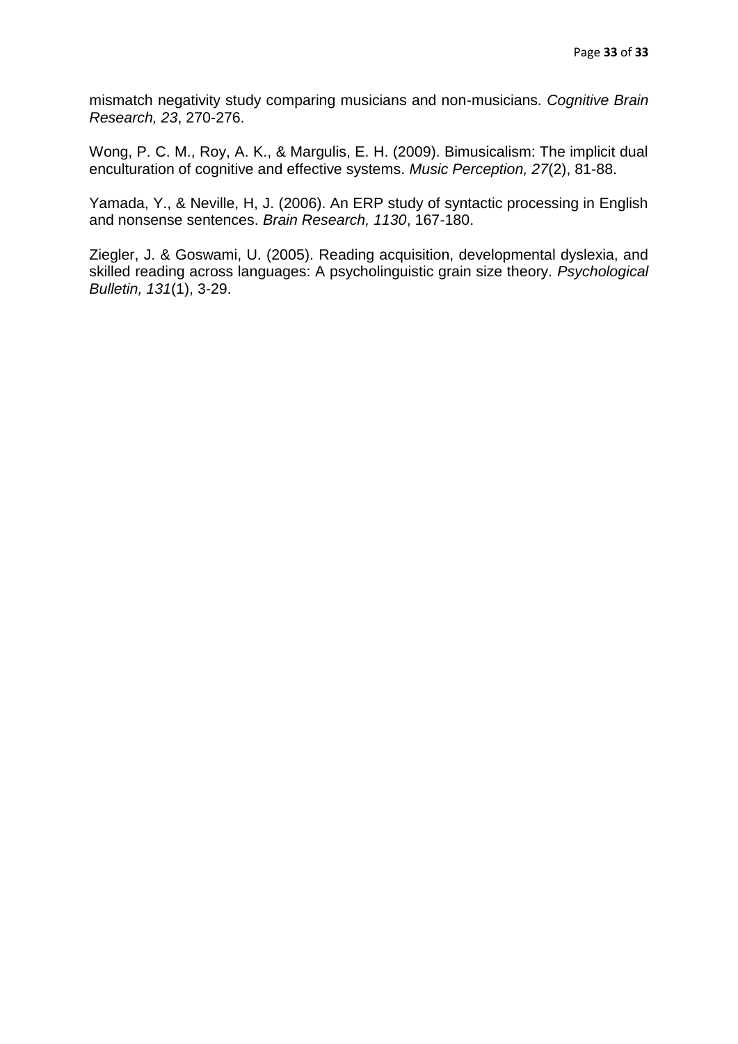mismatch negativity study comparing musicians and non-musicians. *Cognitive Brain Research, 23*, 270-276.

Wong, P. C. M., Roy, A. K., & Margulis, E. H. (2009). Bimusicalism: The implicit dual enculturation of cognitive and effective systems. *Music Perception, 27*(2), 81-88.

Yamada, Y., & Neville, H, J. (2006). An ERP study of syntactic processing in English and nonsense sentences. *Brain Research, 1130*, 167-180.

Ziegler, J. & Goswami, U. (2005). Reading acquisition, developmental dyslexia, and skilled reading across languages: A psycholinguistic grain size theory. *Psychological Bulletin, 131*(1), 3-29.